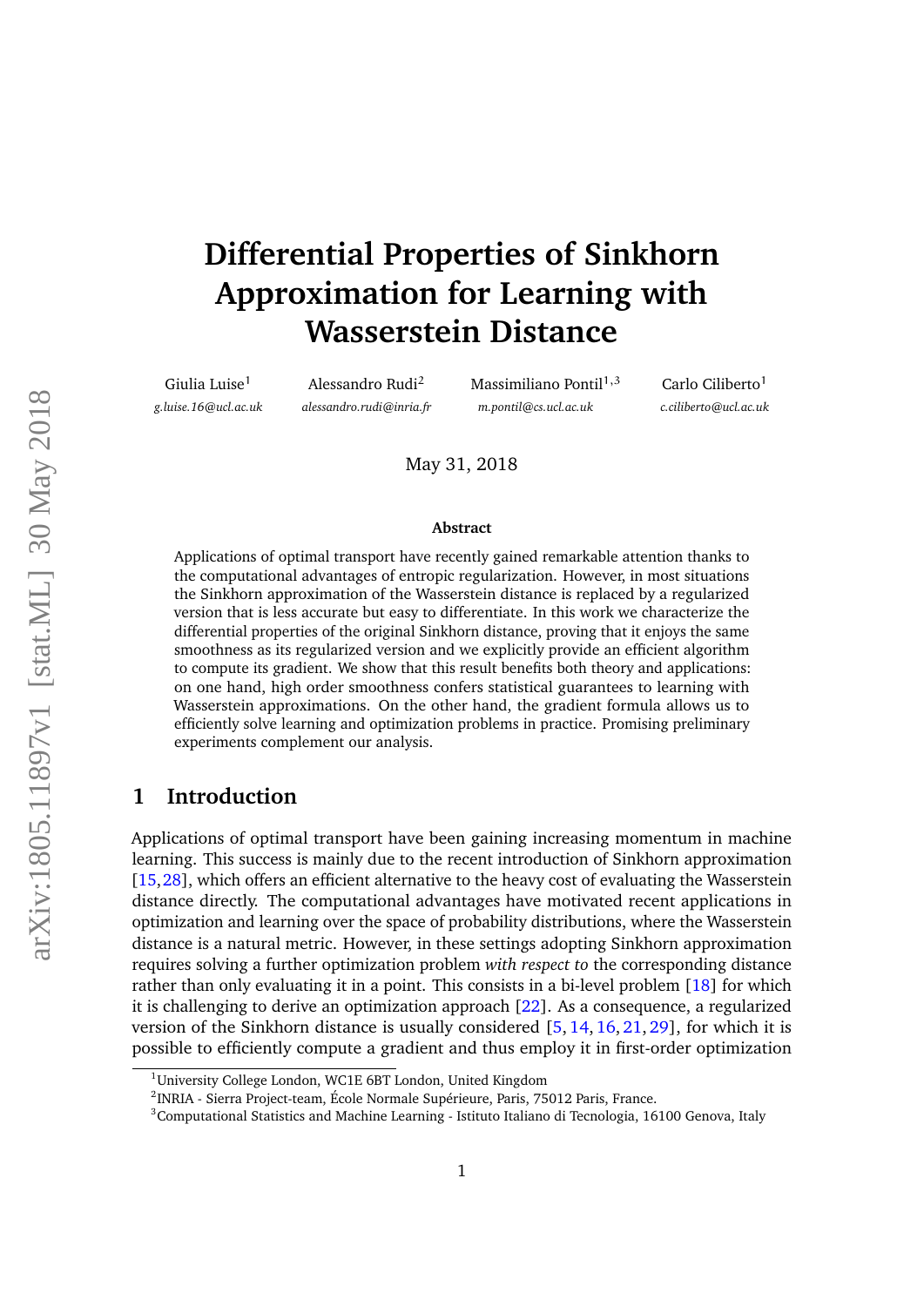# Differential Properties of Sinkhorn Approximation for Learning with Wasserstein Distance

Giulia Luise[1] g.luise.16@ucl.ac.uk

Alessandro Rudi[2] alessandro.rudi@inria.fr

Massimiliano Pontil[1,3] m.pontil@cs.ucl.ac.uk

Carlo Ciliberto[1] c.ciliberto@ucl.ac.uk

May 31, 2018

**Abstract**

Applications of optimal transport have recently gained remarkable attention thanks to the computational advantages of entropic regularization. However, in most situations the Sinkhorn approximation of the Wasserstein distance is replaced by a regularized version that is less accurate but easy to differentiate. In this work we characterize the differential properties of the original Sinkhorn distance, proving that it enjoys the same smoothness as its regularized version and we explicitly provide an efficient algorithm to compute its gradient. We show that this result benefits both theory and applications: on one hand, high order smoothness confers statistical guarantees to learning with Wasserstein approximations. On the other hand, the gradient formula allows us to efficiently solve learning and optimization problems in practice. Promising preliminary experiments complement our analysis.

## 1 Introduction

Applications of optimal transport have been gaining increasing momentum in machine learning. This success is mainly due to the recent introduction of Sinkhorn approximation [15, 28], which offers an efficient alternative to the heavy cost of evaluating the Wasserstein distance directly. The computational advantages have motivated recent applications in optimization and learning over the space of probability distributions, where the Wasserstein distance is a natural metric. However, in these settings adopting Sinkhorn approximation requires solving a further optimization problem *with respect to* the corresponding distance rather than only evaluating it in a point. This consists in a bi-level problem [18] for which it is challenging to derive an optimization approach [22]. As a consequence, a regularized version of the Sinkhorn distance is usually considered [5, 14, 16, 21, 29], for which it is possible to efficiently compute a gradient and thus employ it in first-order optimization

[1]University College London, WC1E 6BT London, United Kingdom

[2]INRIA - Sierra Project-team, École Normale Supérieure, Paris, 75012 Paris, France.

[3]Computational Statistics and Machine Learning - Istituto Italiano di Tecnologia, 16100 Genova, Italy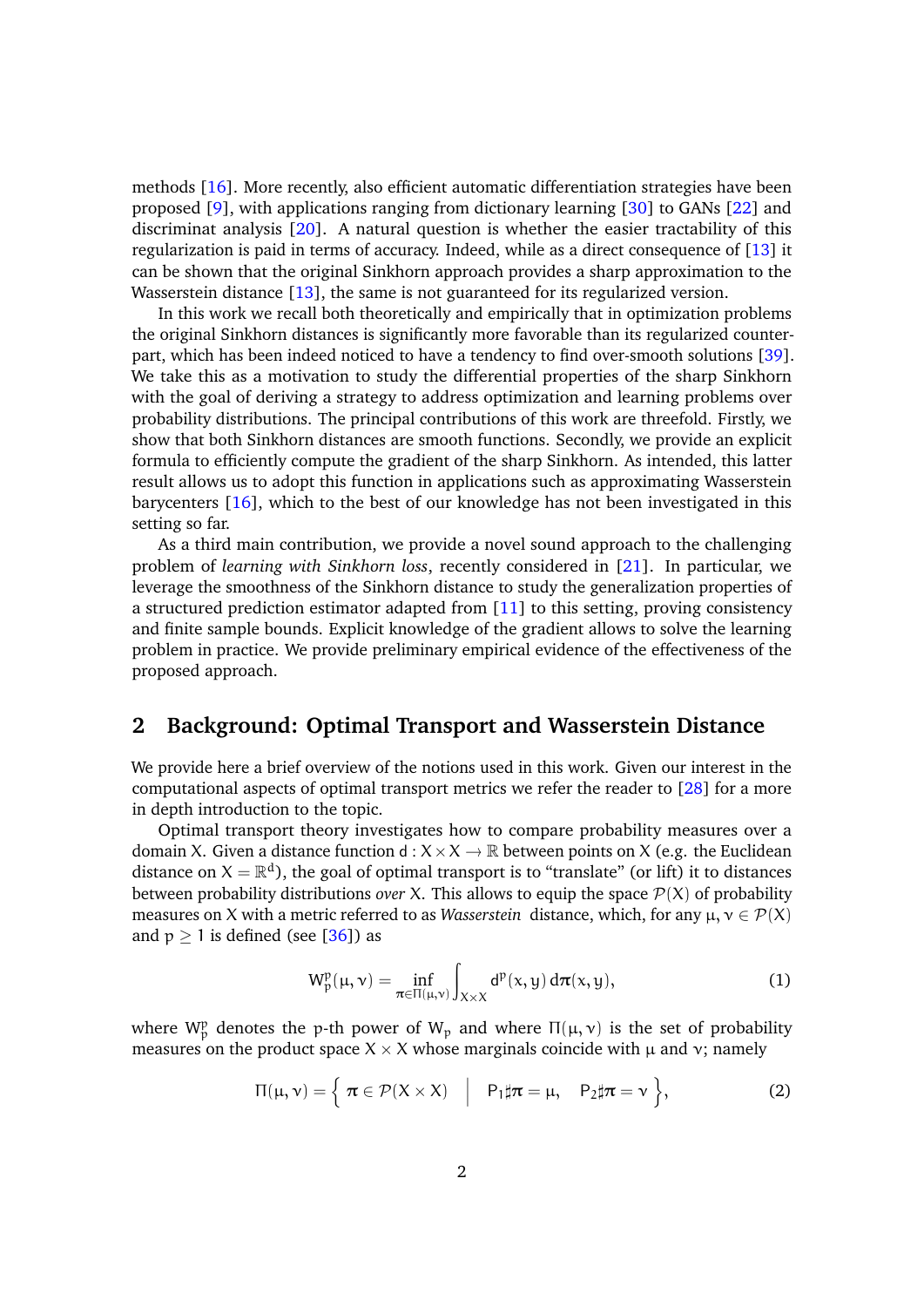methods [16]. More recently, also efficient automatic differentiation strategies have been proposed [9], with applications ranging from dictionary learning [30] to GANs [22] and discriminat analysis [20]. A natural question is whether the easier tractability of this regularization is paid in terms of accuracy. Indeed, while as a direct consequence of [13] it can be shown that the original Sinkhorn approach provides a sharp approximation to the Wasserstein distance [13], the same is not guaranteed for its regularized version.

In this work we recall both theoretically and empirically that in optimization problems the original Sinkhorn distances is significantly more favorable than its regularized counterpart, which has been indeed noticed to have a tendency to find over-smooth solutions [39]. We take this as a motivation to study the differential properties of the sharp Sinkhorn with the goal of deriving a strategy to address optimization and learning problems over probability distributions. The principal contributions of this work are threefold. Firstly, we show that both Sinkhorn distances are smooth functions. Secondly, we provide an explicit formula to efficiently compute the gradient of the sharp Sinkhorn. As intended, this latter result allows us to adopt this function in applications such as approximating Wasserstein barycenters [16], which to the best of our knowledge has not been investigated in this setting so far.

As a third main contribution, we provide a novel sound approach to the challenging problem of *learning with Sinkhorn loss*, recently considered in [21]. In particular, we leverage the smoothness of the Sinkhorn distance to study the generalization properties of a structured prediction estimator adapted from [11] to this setting, proving consistency and finite sample bounds. Explicit knowledge of the gradient allows to solve the learning problem in practice. We provide preliminary empirical evidence of the effectiveness of the proposed approach.

## 2 Background: Optimal Transport and Wasserstein Distance

We provide here a brief overview of the notions used in this work. Given our interest in the computational aspects of optimal transport metrics we refer the reader to [28] for a more in depth introduction to the topic.

Optimal transport theory investigates how to compare probability measures over a domain $X$. Given a distance function $d : X \times X \to \mathbb{R}$ between points on $X$ (e.g. the Euclidean distance on $X = \mathbb{R}^d$), the goal of optimal transport is to "translate" (or lift) it to distances between probability distributions *over* $X$. This allows to equip the space $\mathcal{P}(X)$ of probability measures on $X$ with a metric referred to as *Wasserstein* distance, which, for any $\mu, \nu \in \mathcal{P}(X)$ and $p \geq 1$ is defined (see [36]) as

$$W_p^p(\mu, \nu) = \inf_{\pi \in \Pi(\mu,\nu)} \int_{X \times X} d^p(x, y) \, d\pi(x, y), \tag{1}$$

where $W_p^p$ denotes the $p$-th power of $W_p$ and where $\Pi(\mu, \nu)$ is the set of probability measures on the product space $X \times X$ whose marginals coincide with $\mu$ and $\nu$; namely

$$\Pi(\mu, \nu) = \left\{ \pi \in \mathcal{P}(X \times X) \;\middle|\; P_1 \sharp \pi = \mu, \quad P_2 \sharp \pi = \nu \right\}, \tag{2}$$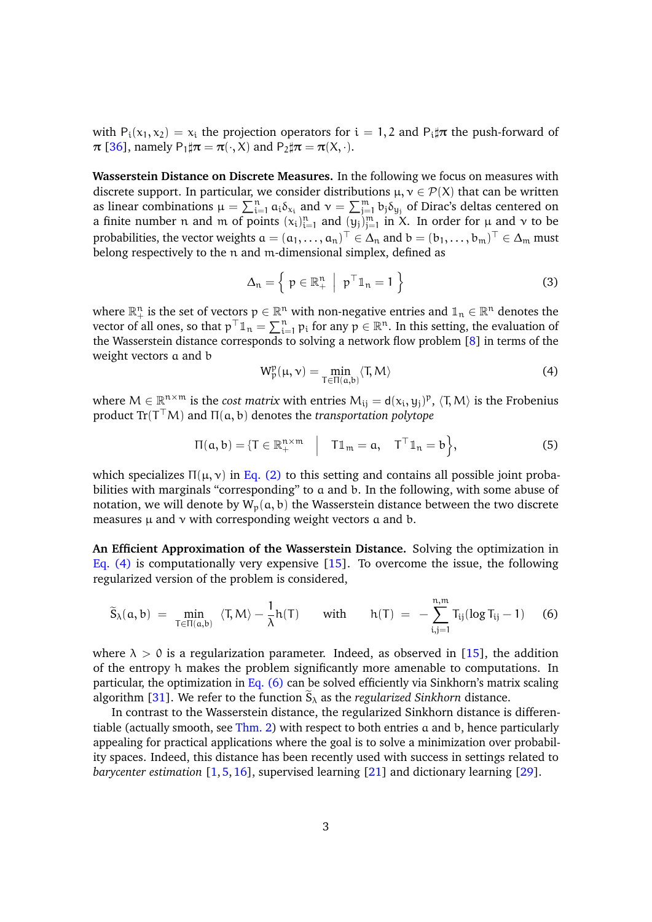with $P_i(x_1, x_2) = x_i$ the projection operators for $i = 1, 2$ and $P_i \sharp \boldsymbol{\pi}$ the push-forward of $\boldsymbol{\pi}$ [36], namely $P_1 \sharp \boldsymbol{\pi} = \boldsymbol{\pi}(\cdot, X)$ and $P_2 \sharp \boldsymbol{\pi} = \boldsymbol{\pi}(X, \cdot)$.

**Wasserstein Distance on Discrete Measures.** In the following we focus on measures with discrete support. In particular, we consider distributions $\mu, \nu \in \mathcal{P}(X)$ that can be written as linear combinations $\mu = \sum_{i=1}^n a_i \delta_{x_i}$ and $\nu = \sum_{j=1}^m b_j \delta_{y_j}$ of Dirac's deltas centered on a finite number $n$ and $m$ of points $(x_i)_{i=1}^n$ and $(y_j)_{j=1}^m$ in $X$. In order for $\mu$ and $\nu$ to be probabilities, the vector weights $a = (a_1, \dots, a_n)^\top \in \Delta_n$ and $b = (b_1, \dots, b_m)^\top \in \Delta_m$ must belong respectively to the $n$ and $m$-dimensional simplex, defined as

$$\Delta_n = \left\{ \; p \in \mathbb{R}_+^n \; \middle| \; p^\top \mathbb{1}_n = 1 \; \right\} \tag{3}$$

where $\mathbb{R}_+^n$ is the set of vectors $p \in \mathbb{R}^n$ with non-negative entries and $\mathbb{1}_n \in \mathbb{R}^n$ denotes the vector of all ones, so that $p^\top \mathbb{1}_n = \sum_{i=1}^n p_i$ for any $p \in \mathbb{R}^n$. In this setting, the evaluation of the Wasserstein distance corresponds to solving a network flow problem [8] in terms of the weight vectors $a$ and $b$

$$\mathsf{W}_p^p(\mu, \nu) = \min_{T \in \Pi(a,b)} \langle T, M \rangle \tag{4}$$

where $M \in \mathbb{R}^{n \times m}$ is the *cost matrix* with entries $M_{ij} = d(x_i, y_j)^p$, $\langle T, M \rangle$ is the Frobenius product $\operatorname{Tr}(T^\top M)$ and $\Pi(a, b)$ denotes the *transportation polytope*

$$\Pi(a, b) = \{ T \in \mathbb{R}_+^{n \times m} \quad \Big| \quad T\mathbb{1}_m = a, \quad T^\top \mathbb{1}_n = b \Big\}, \tag{5}$$

which specializes $\Pi(\mu, \nu)$ in Eq. (2) to this setting and contains all possible joint probabilities with marginals "corresponding" to $a$ and $b$. In the following, with some abuse of notation, we will denote by $\mathsf{W}_p(a, b)$ the Wasserstein distance between the two discrete measures $\mu$ and $\nu$ with corresponding weight vectors $a$ and $b$.

**An Efficient Approximation of the Wasserstein Distance.** Solving the optimization in Eq. (4) is computationally very expensive [15]. To overcome the issue, the following regularized version of the problem is considered,

$$\widetilde{\mathsf{S}}_\lambda(a, b) \;=\; \min_{T \in \Pi(a,b)} \; \langle T, M \rangle - \frac{1}{\lambda} h(T) \qquad \text{with} \qquad h(T) \;=\; -\sum_{i,j=1}^{n,m} T_{ij}(\log T_{ij} - 1) \tag{6}$$

where $\lambda > 0$ is a regularization parameter. Indeed, as observed in [15], the addition of the entropy $h$ makes the problem significantly more amenable to computations. In particular, the optimization in Eq. (6) can be solved efficiently via Sinkhorn's matrix scaling algorithm [31]. We refer to the function $\widetilde{\mathsf{S}}_\lambda$ as the *regularized Sinkhorn* distance.

In contrast to the Wasserstein distance, the regularized Sinkhorn distance is differentiable (actually smooth, see Thm. 2) with respect to both entries $a$ and $b$, hence particularly appealing for practical applications where the goal is to solve a minimization over probability spaces. Indeed, this distance has been recently used with success in settings related to *barycenter estimation* [1, 5, 16], supervised learning [21] and dictionary learning [29].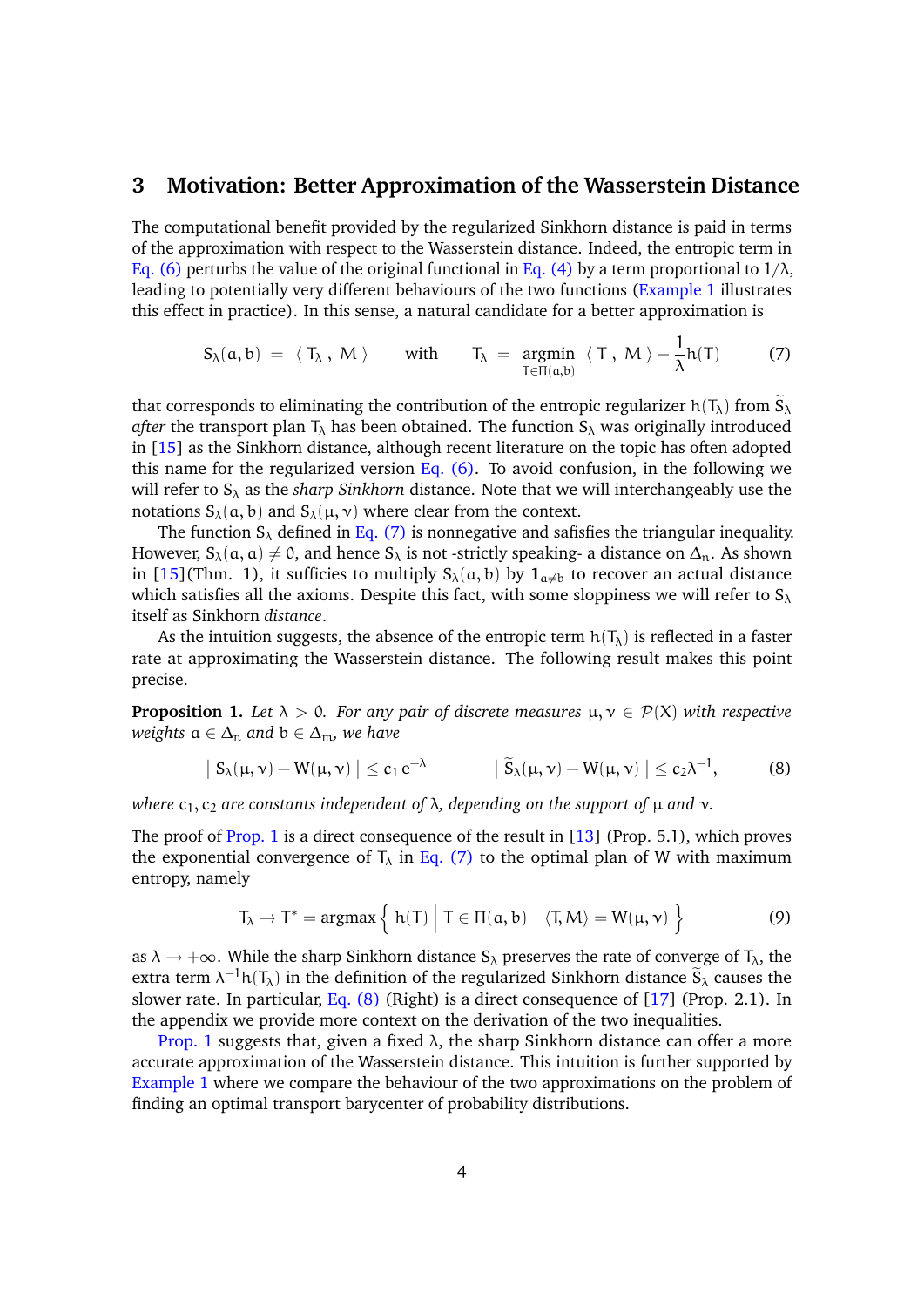## 3 Motivation: Better Approximation of the Wasserstein Distance

The computational benefit provided by the regularized Sinkhorn distance is paid in terms of the approximation with respect to the Wasserstein distance. Indeed, the entropic term in Eq. (6) perturbs the value of the original functional in Eq. (4) by a term proportional to $1/\lambda$, leading to potentially very different behaviours of the two functions (Example 1 illustrates this effect in practice). In this sense, a natural candidate for a better approximation is

$$
S_\lambda(a,b) \;=\; \langle\, T_\lambda \,,\, M \,\rangle \qquad \text{with} \qquad T_\lambda \;=\; \operatorname*{argmin}_{T \in \Pi(a,b)} \;\langle\, T \,,\, M \,\rangle - \frac{1}{\lambda} h(T) \tag{7}
$$

that corresponds to eliminating the contribution of the entropic regularizer $h(T_\lambda)$ from $\widetilde{S}_\lambda$ *after* the transport plan $T_\lambda$ has been obtained. The function $S_\lambda$ was originally introduced in [15] as the Sinkhorn distance, although recent literature on the topic has often adopted this name for the regularized version Eq. (6). To avoid confusion, in the following we will refer to $S_\lambda$ as the *sharp Sinkhorn* distance. Note that we will interchangeably use the notations $S_\lambda(a,b)$ and $S_\lambda(\mu,\nu)$ where clear from the context.

The function $S_\lambda$ defined in Eq. (7) is nonnegative and safisfies the triangular inequality. However, $S_\lambda(a,a) \neq 0$, and hence $S_\lambda$ is not -strictly speaking- a distance on $\Delta_n$. As shown in [15](Thm. 1), it suffices to multiply $S_\lambda(a,b)$ by $\mathbf{1}_{a\neq b}$ to recover an actual distance which satisfies all the axioms. Despite this fact, with some sloppiness we will refer to $S_\lambda$ itself as Sinkhorn *distance*.

As the intuition suggests, the absence of the entropic term $h(T_\lambda)$ is reflected in a faster rate at approximating the Wasserstein distance. The following result makes this point precise.

**Proposition 1.** *Let $\lambda > 0$. For any pair of discrete measures $\mu,\nu \in \mathcal{P}(X)$ with respective weights $a \in \Delta_n$ and $b \in \Delta_m$, we have*

$$
\big|\, S_\lambda(\mu,\nu) - W(\mu,\nu) \,\big| \leq c_1\, e^{-\lambda} \qquad\qquad \big|\, \widetilde{S}_\lambda(\mu,\nu) - W(\mu,\nu) \,\big| \leq c_2 \lambda^{-1}, \tag{8}
$$

*where $c_1, c_2$ are constants independent of $\lambda$, depending on the support of $\mu$ and $\nu$.*

The proof of Prop. 1 is a direct consequence of the result in [13] (Prop. 5.1), which proves the exponential convergence of $T_\lambda$ in Eq. (7) to the optimal plan of W with maximum entropy, namely

$$
T_\lambda \to T^* = \operatorname{argmax} \Big\{\, h(T) \;\Big|\; T \in \Pi(a,b) \quad \langle T, M\rangle = W(\mu,\nu) \,\Big\} \tag{9}
$$

as $\lambda \to +\infty$. While the sharp Sinkhorn distance $S_\lambda$ preserves the rate of converge of $T_\lambda$, the extra term $\lambda^{-1}h(T_\lambda)$ in the definition of the regularized Sinkhorn distance $\widetilde{S}_\lambda$ causes the slower rate. In particular, Eq. (8) (Right) is a direct consequence of [17] (Prop. 2.1). In the appendix we provide more context on the derivation of the two inequalities.

Prop. 1 suggests that, given a fixed $\lambda$, the sharp Sinkhorn distance can offer a more accurate approximation of the Wasserstein distance. This intuition is further supported by Example 1 where we compare the behaviour of the two approximations on the problem of finding an optimal transport barycenter of probability distributions.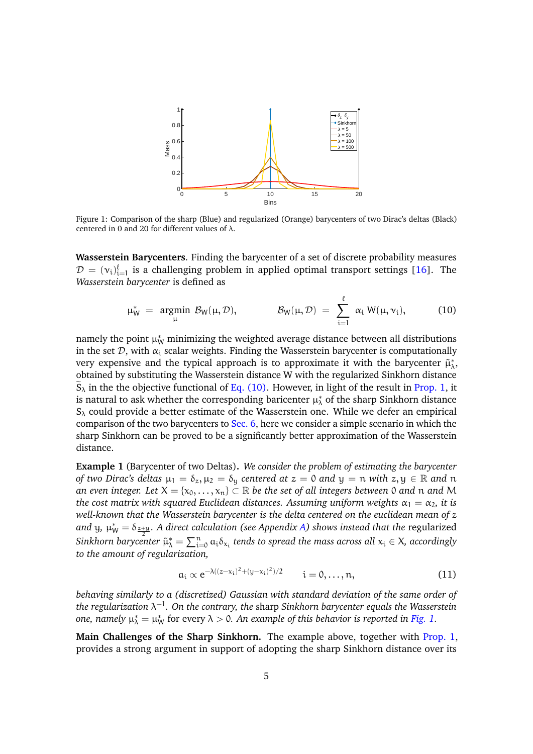Figure 1: Comparison of the sharp (Blue) and regularized (Orange) barycenters of two Dirac's deltas (Black) centered in 0 and 20 for different values of $\lambda$.

**Wasserstein Barycenters**. Finding the barycenter of a set of discrete probability measures $\mathcal{D} = (\nu_i)_{i=1}^{\ell}$ is a challenging problem in applied optimal transport settings [16]. The *Wasserstein barycenter* is defined as

$$\mu_W^* = \operatorname*{argmin}_{\mu} \mathcal{B}_W(\mu, \mathcal{D}), \qquad \mathcal{B}_W(\mu, \mathcal{D}) = \sum_{i=1}^{\ell} \alpha_i \, W(\mu, \nu_i), \tag{10}$$

namely the point $\mu_W^*$ minimizing the weighted average distance between all distributions in the set $\mathcal{D}$, with $\alpha_i$ scalar weights. Finding the Wasserstein barycenter is computationally very expensive and the typical approach is to approximate it with the barycenter $\tilde{\mu}_\lambda^*$, obtained by substituting the Wasserstein distance W with the regularized Sinkhorn distance $\widetilde{S}_\lambda$ in the the objective functional of Eq. (10). However, in light of the result in Prop. 1, it is natural to ask whether the corresponding baricenter $\mu_\lambda^*$ of the sharp Sinkhorn distance $S_\lambda$ could provide a better estimate of the Wasserstein one. While we defer an empirical comparison of the two barycenters to Sec. 6, here we consider a simple scenario in which the sharp Sinkhorn can be proved to be a significantly better approximation of the Wasserstein distance.

**Example 1** (Barycenter of two Deltas)**.** *We consider the problem of estimating the barycenter of two Dirac's deltas $\mu_1 = \delta_z, \mu_2 = \delta_y$ centered at $z = 0$ and $y = n$ with $z, y \in \mathbb{R}$ and $n$ an even integer. Let $X = \{x_0, \dots, x_n\} \subset \mathbb{R}$ be the set of all integers between $0$ and $n$ and $M$ the cost matrix with squared Euclidean distances. Assuming uniform weights $\alpha_1 = \alpha_2$, it is well-known that the Wasserstein barycenter is the delta centered on the euclidean mean of $z$ and $y$, $\mu_W^* = \delta_{\frac{z+y}{2}}$. A direct calculation (see Appendix A) shows instead that the* regularized *Sinkhorn barycenter $\tilde{\mu}_\lambda^* = \sum_{i=0}^{n} a_i \delta_{x_i}$ tends to spread the mass across all $x_i \in X$, accordingly to the amount of regularization,*

$$a_i \propto e^{-\lambda((z-x_i)^2+(y-x_i)^2)/2} \qquad i = 0, \dots, n, \tag{11}$$

*behaving similarly to a (discretized) Gaussian with standard deviation of the same order of the regularization $\lambda^{-1}$. On the contrary, the* sharp *Sinkhorn barycenter equals the Wasserstein one, namely $\mu_\lambda^* = \mu_W^*$* for every $\lambda > 0$. *An example of this behavior is reported in Fig. 1.*

**Main Challenges of the Sharp Sinkhorn.** The example above, together with Prop. 1, provides a strong argument in support of adopting the sharp Sinkhorn distance over its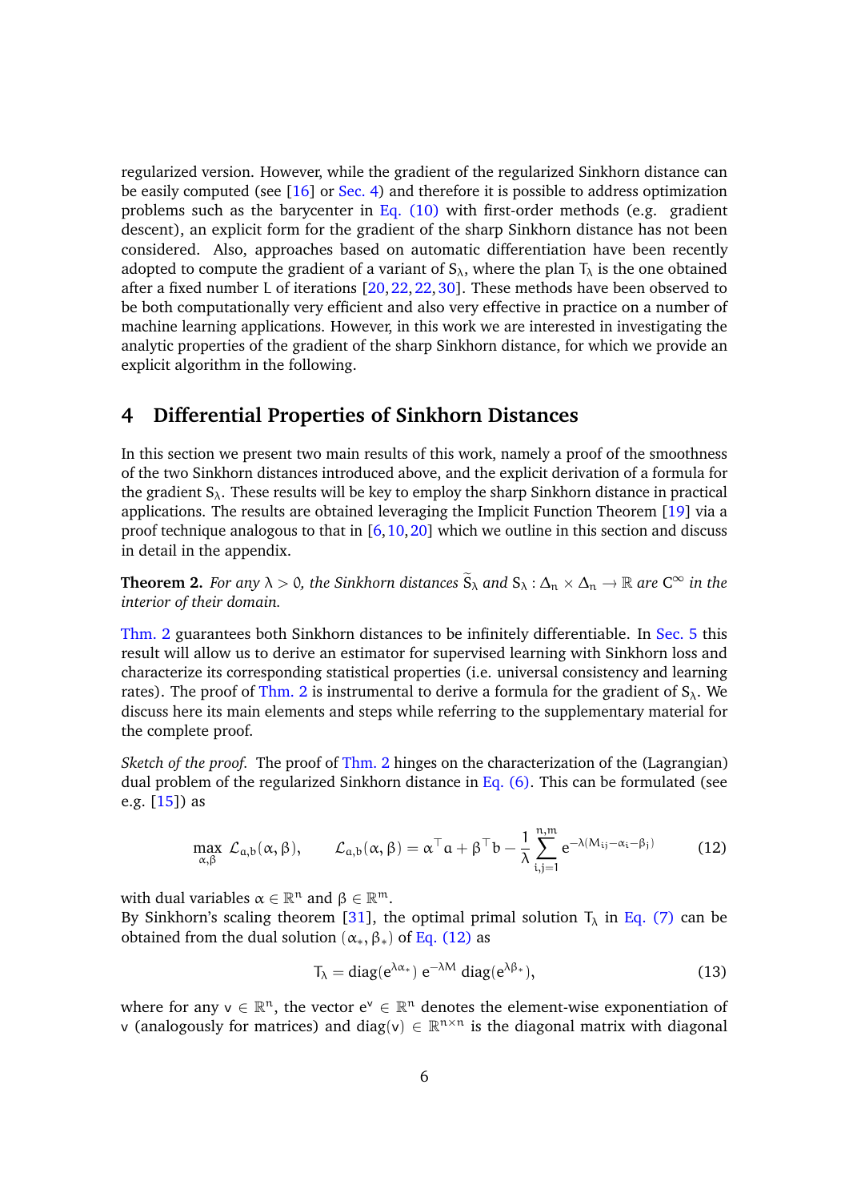regularized version. However, while the gradient of the regularized Sinkhorn distance can be easily computed (see [16] or Sec. 4) and therefore it is possible to address optimization problems such as the barycenter in Eq. (10) with first-order methods (e.g. gradient descent), an explicit form for the gradient of the sharp Sinkhorn distance has not been considered. Also, approaches based on automatic differentiation have been recently adopted to compute the gradient of a variant of $S_\lambda$, where the plan $T_\lambda$ is the one obtained after a fixed number L of iterations [20, 22, 22, 30]. These methods have been observed to be both computationally very efficient and also very effective in practice on a number of machine learning applications. However, in this work we are interested in investigating the analytic properties of the gradient of the sharp Sinkhorn distance, for which we provide an explicit algorithm in the following.

## 4 Differential Properties of Sinkhorn Distances

In this section we present two main results of this work, namely a proof of the smoothness of the two Sinkhorn distances introduced above, and the explicit derivation of a formula for the gradient $S_\lambda$. These results will be key to employ the sharp Sinkhorn distance in practical applications. The results are obtained leveraging the Implicit Function Theorem [19] via a proof technique analogous to that in [6, 10, 20] which we outline in this section and discuss in detail in the appendix.

**Theorem 2.** *For any $\lambda > 0$, the Sinkhorn distances $\widetilde{S}_\lambda$ and $S_\lambda : \Delta_n \times \Delta_n \to \mathbb{R}$ are $C^\infty$ in the interior of their domain.*

Thm. 2 guarantees both Sinkhorn distances to be infinitely differentiable. In Sec. 5 this result will allow us to derive an estimator for supervised learning with Sinkhorn loss and characterize its corresponding statistical properties (i.e. universal consistency and learning rates). The proof of Thm. 2 is instrumental to derive a formula for the gradient of $S_\lambda$. We discuss here its main elements and steps while referring to the supplementary material for the complete proof.

*Sketch of the proof.* The proof of Thm. 2 hinges on the characterization of the (Lagrangian) dual problem of the regularized Sinkhorn distance in Eq. (6). This can be formulated (see e.g. [15]) as

$$\max_{\alpha,\beta} \ \mathcal{L}_{a,b}(\alpha,\beta), \qquad \mathcal{L}_{a,b}(\alpha,\beta) = \alpha^\top a + \beta^\top b - \frac{1}{\lambda}\sum_{i,j=1}^{n,m} e^{-\lambda(M_{ij}-\alpha_i-\beta_j)} \tag{12}$$

with dual variables $\alpha \in \mathbb{R}^n$ and $\beta \in \mathbb{R}^m$.
By Sinkhorn's scaling theorem [31], the optimal primal solution $T_\lambda$ in Eq. (7) can be obtained from the dual solution $(\alpha_*, \beta_*)$ of Eq. (12) as

$$T_\lambda = \operatorname{diag}(e^{\lambda\alpha_*})\, e^{-\lambda M} \operatorname{diag}(e^{\lambda\beta_*}), \tag{13}$$

where for any $v \in \mathbb{R}^n$, the vector $e^v \in \mathbb{R}^n$ denotes the element-wise exponentiation of $v$ (analogously for matrices) and $\operatorname{diag}(v) \in \mathbb{R}^{n\times n}$ is the diagonal matrix with diagonal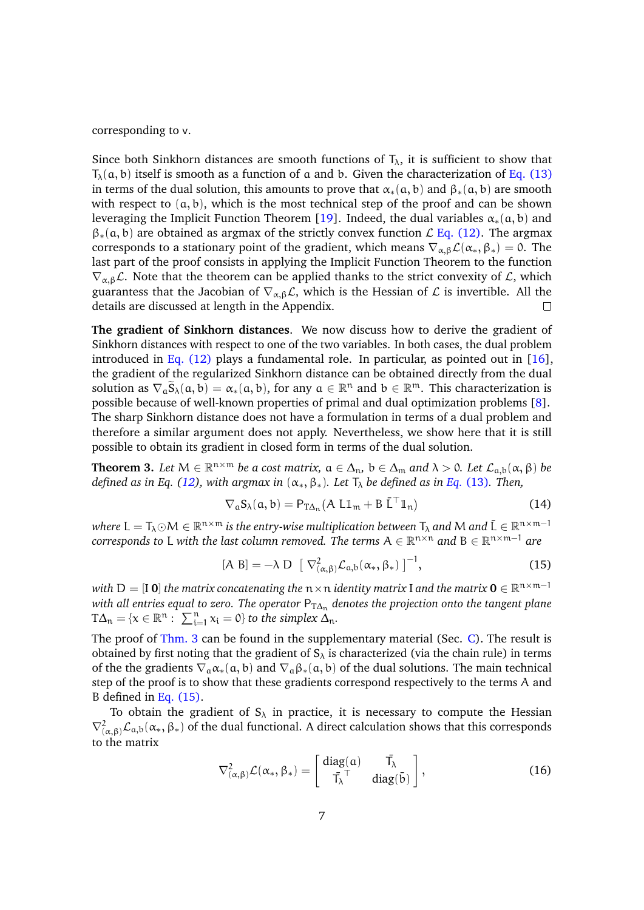corresponding to v.

Since both Sinkhorn distances are smooth functions of $T_\lambda$, it is sufficient to show that $T_\lambda(a, b)$ itself is smooth as a function of $a$ and $b$. Given the characterization of Eq. (13) in terms of the dual solution, this amounts to prove that $\alpha_*(a, b)$ and $\beta_*(a, b)$ are smooth with respect to $(a, b)$, which is the most technical step of the proof and can be shown leveraging the Implicit Function Theorem [19]. Indeed, the dual variables $\alpha_*(a, b)$ and $\beta_*(a, b)$ are obtained as argmax of the strictly convex function $\mathcal{L}$ Eq. (12). The argmax corresponds to a stationary point of the gradient, which means $\nabla_{\alpha,\beta}\mathcal{L}(\alpha_*, \beta_*) = 0$. The last part of the proof consists in applying the Implicit Function Theorem to the function $\nabla_{\alpha,\beta}\mathcal{L}$. Note that the theorem can be applied thanks to the strict convexity of $\mathcal{L}$, which guarantees that the Jacobian of $\nabla_{\alpha,\beta}\mathcal{L}$, which is the Hessian of $\mathcal{L}$ is invertible. All the details are discussed at length in the Appendix. □

**The gradient of Sinkhorn distances**. We now discuss how to derive the gradient of Sinkhorn distances with respect to one of the two variables. In both cases, the dual problem introduced in Eq. (12) plays a fundamental role. In particular, as pointed out in [16], the gradient of the regularized Sinkhorn distance can be obtained directly from the dual solution as $\nabla_a \widetilde{S}_\lambda(a, b) = \alpha_*(a, b)$, for any $a \in \mathbb{R}^n$ and $b \in \mathbb{R}^m$. This characterization is possible because of well-known properties of primal and dual optimization problems [8]. The sharp Sinkhorn distance does not have a formulation in terms of a dual problem and therefore a similar argument does not apply. Nevertheless, we show here that it is still possible to obtain its gradient in closed form in terms of the dual solution.

**Theorem 3.** *Let $M \in \mathbb{R}^{n\times m}$ be a cost matrix, $a \in \Delta_n$, $b \in \Delta_m$ and $\lambda > 0$. Let $\mathcal{L}_{a,b}(\alpha, \beta)$ be defined as in Eq. (12), with argmax in $(\alpha_*, \beta_*)$. Let $T_\lambda$ be defined as in Eq. (13). Then,*

$$\nabla_a S_\lambda(a, b) = P_{T\Delta_n}(A\, L\mathbb{1}_m + B\, \bar{L}^\top \mathbb{1}_n) \tag{14}$$

*where $L = T_\lambda \odot M \in \mathbb{R}^{n\times m}$ is the entry-wise multiplication between $T_\lambda$ and $M$ and $\bar{L} \in \mathbb{R}^{n\times m-1}$ corresponds to $L$ with the last column removed. The terms $A \in \mathbb{R}^{n\times n}$ and $B \in \mathbb{R}^{n\times m-1}$ are*

$$[A\ B] = -\lambda\, D\ \left[\ \nabla^2_{(\alpha,\beta)}\mathcal{L}_{a,b}(\alpha_*, \beta_*)\ \right]^{-1}, \tag{15}$$

*with $D = [I\ \mathbf{0}]$ the matrix concatenating the $n\times n$ identity matrix $I$ and the matrix $\mathbf{0} \in \mathbb{R}^{n\times m-1}$ with all entries equal to zero. The operator $P_{T\Delta_n}$ denotes the projection onto the tangent plane $T\Delta_n = \{x \in \mathbb{R}^n :\ \sum_{i=1}^n x_i = 0\}$ to the simplex $\Delta_n$.*

The proof of Thm. 3 can be found in the supplementary material (Sec. C). The result is obtained by first noting that the gradient of $S_\lambda$ is characterized (via the chain rule) in terms of the the gradients $\nabla_a \alpha_*(a, b)$ and $\nabla_a \beta_*(a, b)$ of the dual solutions. The main technical step of the proof is to show that these gradients correspond respectively to the terms A and B defined in Eq. (15).

To obtain the gradient of $S_\lambda$ in practice, it is necessary to compute the Hessian $\nabla^2_{(\alpha,\beta)}\mathcal{L}_{a,b}(\alpha_*, \beta_*)$ of the dual functional. A direct calculation shows that this corresponds to the matrix

$$\nabla^2_{(\alpha,\beta)}\mathcal{L}(\alpha_*, \beta_*) = \begin{bmatrix} \operatorname{diag}(a) & \bar{T}_\lambda \\ \bar{T}_\lambda^\top & \operatorname{diag}(\bar{b}) \end{bmatrix}, \tag{16}$$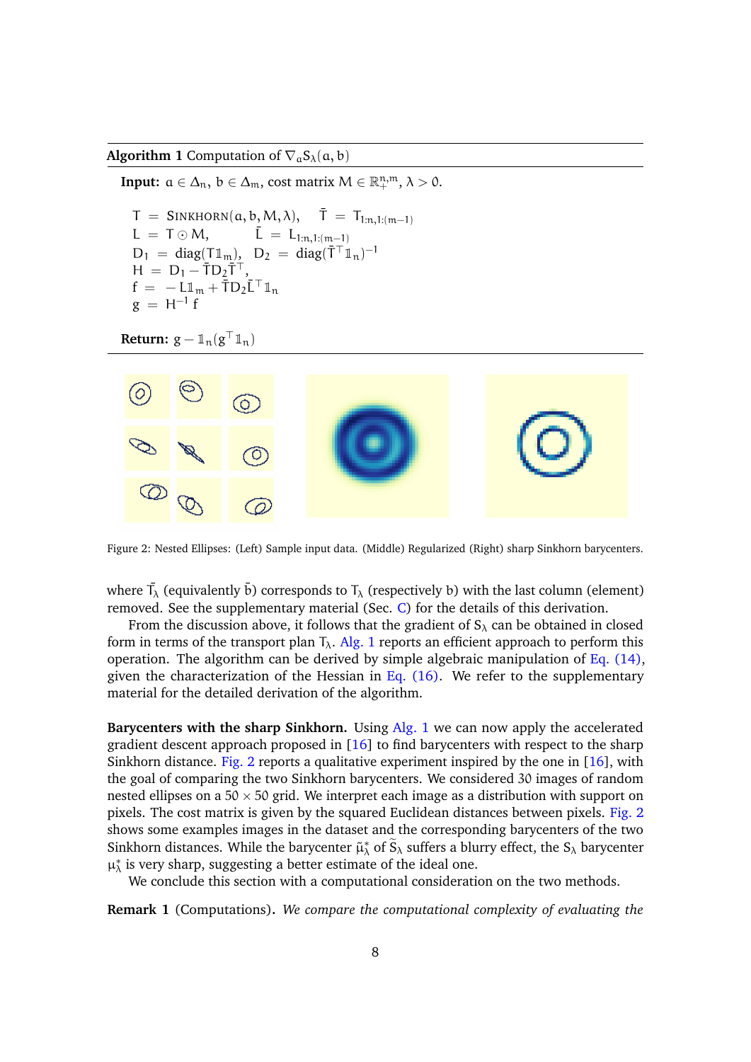**Algorithm 1** Computation of $\nabla_a S_\lambda(a, b)$

**Input:** $a \in \Delta_n$, $b \in \Delta_m$, cost matrix $M \in \mathbb{R}_+^{n,m}$, $\lambda > 0$.

$$
\begin{aligned}
T &= \textsc{Sinkhorn}(a, b, M, \lambda), \quad \bar{T} = T_{1:n,1:(m-1)} \\
L &= T \odot M, \quad \bar{L} = L_{1:n,1:(m-1)} \\
D_1 &= \operatorname{diag}(T \mathbb{1}_m), \quad D_2 = \operatorname{diag}(\bar{T}^\top \mathbb{1}_n)^{-1} \\
H &= D_1 - \bar{T} D_2 \bar{T}^\top, \\
f &= -L \mathbb{1}_m + \bar{T} D_2 \bar{L}^\top \mathbb{1}_n \\
g &= H^{-1} f
\end{aligned}
$$

**Return:** $g - \mathbb{1}_n (g^\top \mathbb{1}_n)$

Figure 2: Nested Ellipses: (Left) Sample input data. (Middle) Regularized (Right) sharp Sinkhorn barycenters.

where $\bar{T}_\lambda$ (equivalently $\bar{b}$) corresponds to $T_\lambda$ (respectively $b$) with the last column (element) removed. See the supplementary material (Sec. C) for the details of this derivation.

From the discussion above, it follows that the gradient of $S_\lambda$ can be obtained in closed form in terms of the transport plan $T_\lambda$. Alg. 1 reports an efficient approach to perform this operation. The algorithm can be derived by simple algebraic manipulation of Eq. (14), given the characterization of the Hessian in Eq. (16). We refer to the supplementary material for the detailed derivation of the algorithm.

**Barycenters with the sharp Sinkhorn.** Using Alg. 1 we can now apply the accelerated gradient descent approach proposed in [16] to find barycenters with respect to the sharp Sinkhorn distance. Fig. 2 reports a qualitative experiment inspired by the one in [16], with the goal of comparing the two Sinkhorn barycenters. We considered 30 images of random nested ellipses on a $50 \times 50$ grid. We interpret each image as a distribution with support on pixels. The cost matrix is given by the squared Euclidean distances between pixels. Fig. 2 shows some examples images in the dataset and the corresponding barycenters of the two Sinkhorn distances. While the barycenter $\tilde{\mu}_\lambda^*$ of $\widetilde{S}_\lambda$ suffers a blurry effect, the $S_\lambda$ barycenter $\mu_\lambda^*$ is very sharp, suggesting a better estimate of the ideal one.

We conclude this section with a computational consideration on the two methods.

**Remark 1** (Computations). *We compare the computational complexity of evaluating the*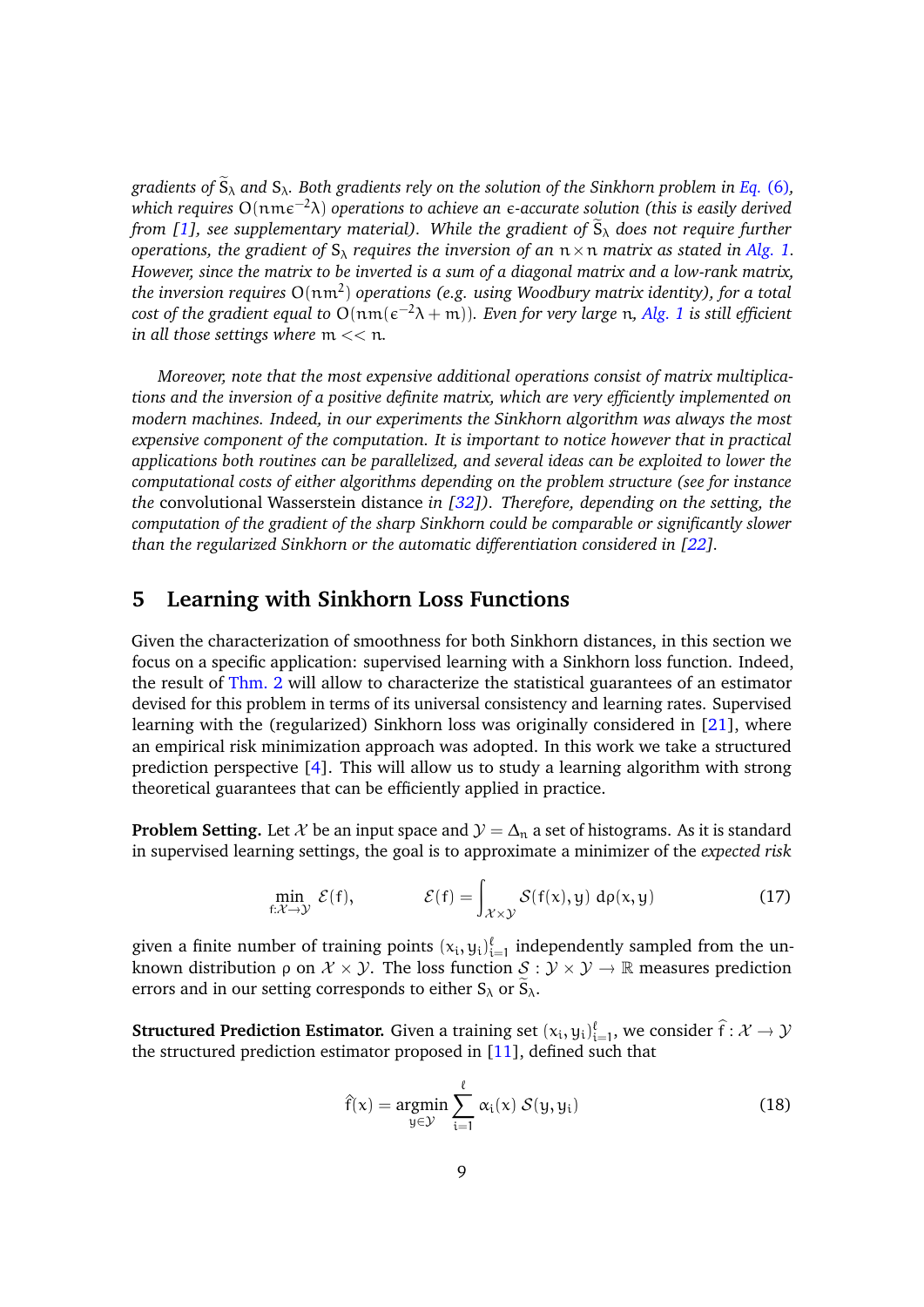*gradients of $\widetilde{S}_\lambda$ and $S_\lambda$. Both gradients rely on the solution of the Sinkhorn problem in Eq. (6), which requires $O(nm\epsilon^{-2}\lambda)$ operations to achieve an $\epsilon$-accurate solution (this is easily derived from [1], see supplementary material). While the gradient of $\widetilde{S}_\lambda$ does not require further operations, the gradient of $S_\lambda$ requires the inversion of an $n \times n$ matrix as stated in Alg. 1. However, since the matrix to be inverted is a sum of a diagonal matrix and a low-rank matrix, the inversion requires $O(nm^2)$ operations (e.g. using Woodbury matrix identity), for a total cost of the gradient equal to $O(nm(\epsilon^{-2}\lambda + m))$. Even for very large $n$, Alg. 1 is still efficient in all those settings where $m << n$.*

*Moreover, note that the most expensive additional operations consist of matrix multiplications and the inversion of a positive definite matrix, which are very efficiently implemented on modern machines. Indeed, in our experiments the Sinkhorn algorithm was always the most expensive component of the computation. It is important to notice however that in practical applications both routines can be parallelized, and several ideas can be exploited to lower the computational costs of either algorithms depending on the problem structure (see for instance the* convolutional Wasserstein distance *in [32]). Therefore, depending on the setting, the computation of the gradient of the sharp Sinkhorn could be comparable or significantly slower than the regularized Sinkhorn or the automatic differentiation considered in [22].*

## 5 Learning with Sinkhorn Loss Functions

Given the characterization of smoothness for both Sinkhorn distances, in this section we focus on a specific application: supervised learning with a Sinkhorn loss function. Indeed, the result of Thm. 2 will allow to characterize the statistical guarantees of an estimator devised for this problem in terms of its universal consistency and learning rates. Supervised learning with the (regularized) Sinkhorn loss was originally considered in [21], where an empirical risk minimization approach was adopted. In this work we take a structured prediction perspective [4]. This will allow us to study a learning algorithm with strong theoretical guarantees that can be efficiently applied in practice.

**Problem Setting.** Let $\mathcal{X}$ be an input space and $\mathcal{Y} = \Delta_n$ a set of histograms. As it is standard in supervised learning settings, the goal is to approximate a minimizer of the *expected risk*

$$\min_{f:\mathcal{X}\to\mathcal{Y}} \mathcal{E}(f), \qquad \mathcal{E}(f) = \int_{\mathcal{X}\times\mathcal{Y}} \mathcal{S}(f(x), y)\ d\rho(x,y) \tag{17}$$

given a finite number of training points $(x_i, y_i)_{i=1}^{\ell}$ independently sampled from the unknown distribution $\rho$ on $\mathcal{X} \times \mathcal{Y}$. The loss function $\mathcal{S} : \mathcal{Y} \times \mathcal{Y} \to \mathbb{R}$ measures prediction errors and in our setting corresponds to either $S_\lambda$ or $\widetilde{S}_\lambda$.

**Structured Prediction Estimator.** Given a training set $(x_i, y_i)_{i=1}^{\ell}$, we consider $\hat{f} : \mathcal{X} \to \mathcal{Y}$ the structured prediction estimator proposed in [11], defined such that

$$\hat{f}(x) = \operatorname*{argmin}_{y\in\mathcal{Y}} \sum_{i=1}^{\ell} \alpha_i(x)\ \mathcal{S}(y, y_i) \tag{18}$$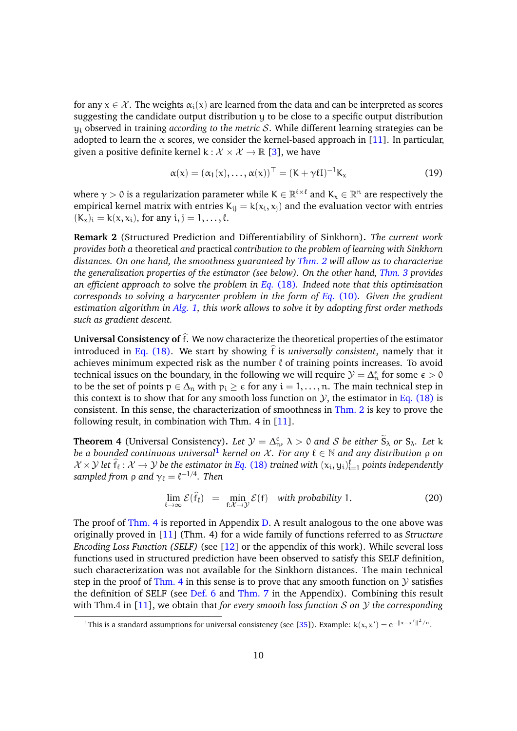for any $x \in \mathcal{X}$. The weights $\alpha_i(x)$ are learned from the data and can be interpreted as scores suggesting the candidate output distribution $y$ to be close to a specific output distribution $y_i$ observed in training *according to the metric* $\mathcal{S}$. While different learning strategies can be adopted to learn the $\alpha$ scores, we consider the kernel-based approach in [11]. In particular, given a positive definite kernel $k : \mathcal{X} \times \mathcal{X} \to \mathbb{R}$ [3], we have

$$\alpha(x) = (\alpha_1(x), \dots, \alpha(x))^\top = (K + \gamma \ell I)^{-1} K_x \tag{19}$$

where $\gamma > 0$ is a regularization parameter while $K \in \mathbb{R}^{\ell \times \ell}$ and $K_x \in \mathbb{R}^n$ are respectively the empirical kernel matrix with entries $K_{ij} = k(x_i, x_j)$ and the evaluation vector with entries $(K_x)_i = k(x, x_i)$, for any $i, j = 1, \dots, \ell$.

**Remark 2** (Structured Prediction and Differentiability of Sinkhorn)**.** *The current work provides both a* theoretical *and* practical *contribution to the problem of learning with Sinkhorn distances. On one hand, the smoothness guaranteed by Thm. 2 will allow us to characterize the generalization properties of the estimator (see below). On the other hand, Thm. 3 provides an efficient approach to* solve *the problem in Eq. (18). Indeed note that this optimization corresponds to solving a barycenter problem in the form of Eq. (10). Given the gradient estimation algorithm in Alg. 1, this work allows to solve it by adopting first order methods such as gradient descent.*

**Universal Consistency of $\widehat{f}$.** We now characterize the theoretical properties of the estimator introduced in Eq. (18). We start by showing $\widehat{f}$ is *universally consistent*, namely that it achieves minimum expected risk as the number $\ell$ of training points increases. To avoid technical issues on the boundary, in the following we will require $\mathcal{Y} = \Delta_n^\epsilon$ for some $\epsilon > 0$ to be the set of points $p \in \Delta_n$ with $p_i \geq \epsilon$ for any $i = 1, \dots, n$. The main technical step in this context is to show that for any smooth loss function on $\mathcal{Y}$, the estimator in Eq. (18) is consistent. In this sense, the characterization of smoothness in Thm. 2 is key to prove the following result, in combination with Thm. 4 in [11].

**Theorem 4** (Universal Consistency)**.** *Let $\mathcal{Y} = \Delta_n^\epsilon$, $\lambda > 0$ and $\mathcal{S}$ be either $\widetilde{S}_\lambda$ or $S_\lambda$. Let $k$ be a bounded continuous universal*[1] *kernel on $\mathcal{X}$. For any $\ell \in \mathbb{N}$ and any distribution $\rho$ on $\mathcal{X} \times \mathcal{Y}$ let $\widehat{f}_\ell : \mathcal{X} \to \mathcal{Y}$ be the estimator in Eq. (18) trained with $(x_i, y_i)_{i=1}^\ell$ points independently sampled from $\rho$ and $\gamma_\ell = \ell^{-1/4}$. Then*

$$\lim_{\ell \to \infty} \mathcal{E}(\widehat{f}_\ell) \quad = \quad \min_{f : \mathcal{X} \to \mathcal{Y}} \mathcal{E}(f) \quad \textit{with probability } 1. \tag{20}$$

The proof of Thm. 4 is reported in Appendix D. A result analogous to the one above was originally proved in [11] (Thm. 4) for a wide family of functions referred to as *Structure Encoding Loss Function (SELF)* (see [12] or the appendix of this work). While several loss functions used in structured prediction have been observed to satisfy this SELF definition, such characterization was not available for the Sinkhorn distances. The main technical step in the proof of Thm. 4 in this sense is to prove that any smooth function on $\mathcal{Y}$ satisfies the definition of SELF (see Def. 6 and Thm. 7 in the Appendix). Combining this result with Thm.4 in [11], we obtain that *for every smooth loss function $\mathcal{S}$ on $\mathcal{Y}$ the corresponding*

[1] This is a standard assumptions for universal consistency (see [35]). Example: $k(x, x') = e^{-\|x - x'\|^2/\sigma}$.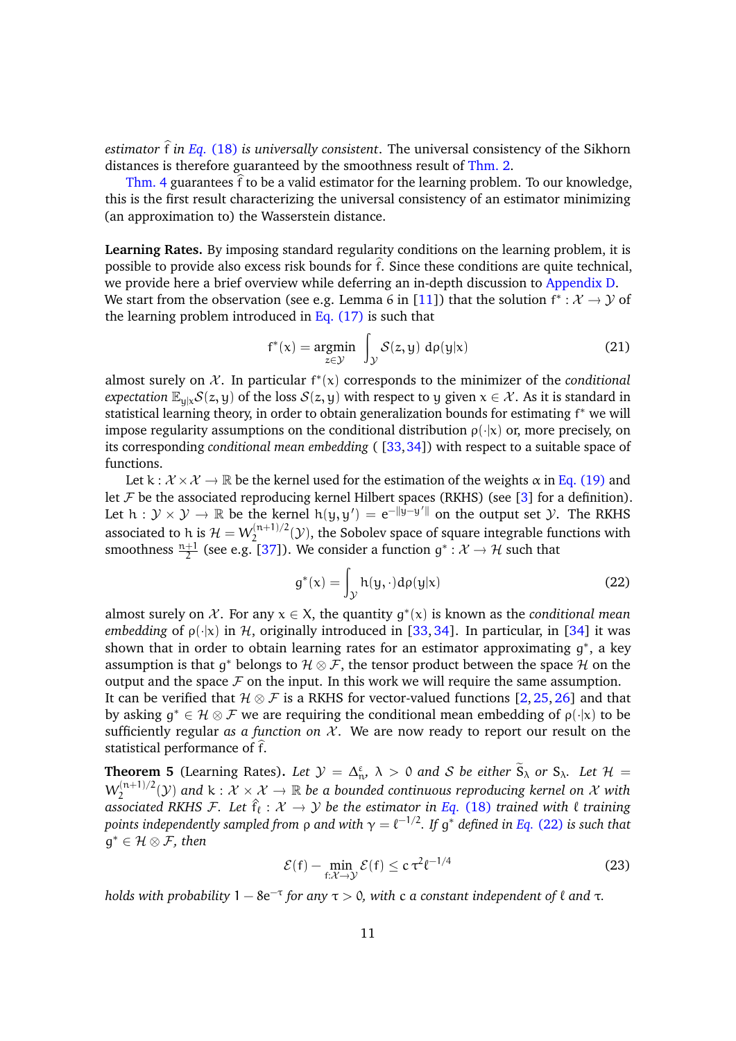*estimator* $\widehat{f}$ *in* Eq. (18) *is universally consistent*. The universal consistency of the Sikhorn distances is therefore guaranteed by the smoothness result of Thm. 2.

Thm. 4 guarantees $\widehat{f}$ to be a valid estimator for the learning problem. To our knowledge, this is the first result characterizing the universal consistency of an estimator minimizing (an approximation to) the Wasserstein distance.

**Learning Rates.** By imposing standard regularity conditions on the learning problem, it is possible to provide also excess risk bounds for $\widehat{f}$. Since these conditions are quite technical, we provide here a brief overview while deferring an in-depth discussion to Appendix D. We start from the observation (see e.g. Lemma 6 in [11]) that the solution $f^* : \mathcal{X} \to \mathcal{Y}$ of the learning problem introduced in Eq. (17) is such that

$$f^*(x) = \operatorname*{argmin}_{z \in \mathcal{Y}} \int_{\mathcal{Y}} \mathcal{S}(z, y) \, d\rho(y|x) \tag{21}$$

almost surely on $\mathcal{X}$. In particular $f^*(x)$ corresponds to the minimizer of the *conditional expectation* $\mathbb{E}_{y|x}\mathcal{S}(z, y)$ of the loss $\mathcal{S}(z, y)$ with respect to $y$ given $x \in \mathcal{X}$. As it is standard in statistical learning theory, in order to obtain generalization bounds for estimating $f^*$ we will impose regularity assumptions on the conditional distribution $\rho(\cdot|x)$ or, more precisely, on its corresponding *conditional mean embedding* ( [33, 34]) with respect to a suitable space of functions.

Let $k : \mathcal{X} \times \mathcal{X} \to \mathbb{R}$ be the kernel used for the estimation of the weights $\alpha$ in Eq. (19) and let $\mathcal{F}$ be the associated reproducing kernel Hilbert spaces (RKHS) (see [3] for a definition). Let $h : \mathcal{Y} \times \mathcal{Y} \to \mathbb{R}$ be the kernel $h(y, y') = e^{-\|y - y'\|}$ on the output set $\mathcal{Y}$. The RKHS associated to $h$ is $\mathcal{H} = W_2^{(n+1)/2}(\mathcal{Y})$, the Sobolev space of square integrable functions with smoothness $\frac{n+1}{2}$ (see e.g. [37]). We consider a function $g^* : \mathcal{X} \to \mathcal{H}$ such that

$$g^*(x) = \int_{\mathcal{Y}} h(y, \cdot) d\rho(y|x) \tag{22}$$

almost surely on $\mathcal{X}$. For any $x \in X$, the quantity $g^*(x)$ is known as the *conditional mean embedding* of $\rho(\cdot|x)$ in $\mathcal{H}$, originally introduced in [33, 34]. In particular, in [34] it was shown that in order to obtain learning rates for an estimator approximating $g^*$, a key assumption is that $g^*$ belongs to $\mathcal{H} \otimes \mathcal{F}$, the tensor product between the space $\mathcal{H}$ on the output and the space $\mathcal{F}$ on the input. In this work we will require the same assumption. It can be verified that $\mathcal{H} \otimes \mathcal{F}$ is a RKHS for vector-valued functions [2, 25, 26] and that by asking $g^* \in \mathcal{H} \otimes \mathcal{F}$ we are requiring the conditional mean embedding of $\rho(\cdot|x)$ to be sufficiently regular *as a function on* $\mathcal{X}$. We are now ready to report our result on the statistical performance of $\widehat{f}$.

**Theorem 5** (Learning Rates)**.** *Let $\mathcal{Y} = \Delta_n^\varepsilon$, $\lambda > 0$ and $\mathcal{S}$ be either $\widetilde{S}_\lambda$ or $S_\lambda$. Let $\mathcal{H} = W_2^{(n+1)/2}(\mathcal{Y})$ and $k : \mathcal{X} \times \mathcal{X} \to \mathbb{R}$ be a bounded continuous reproducing kernel on $\mathcal{X}$ with associated RKHS $\mathcal{F}$. Let $\hat{f}_\ell : \mathcal{X} \to \mathcal{Y}$ be the estimator in* Eq. (18) *trained with $\ell$ training points independently sampled from $\rho$ and with $\gamma = \ell^{-1/2}$. If $g^*$ defined in* Eq. (22) *is such that $g^* \in \mathcal{H} \otimes \mathcal{F}$, then*

$$\mathcal{E}(f) - \min_{f : \mathcal{X} \to \mathcal{Y}} \mathcal{E}(f) \leq c\,\tau^2 \ell^{-1/4} \tag{23}$$

*holds with probability $1 - 8e^{-\tau}$ for any $\tau > 0$, with $c$ a constant independent of $\ell$ and $\tau$.*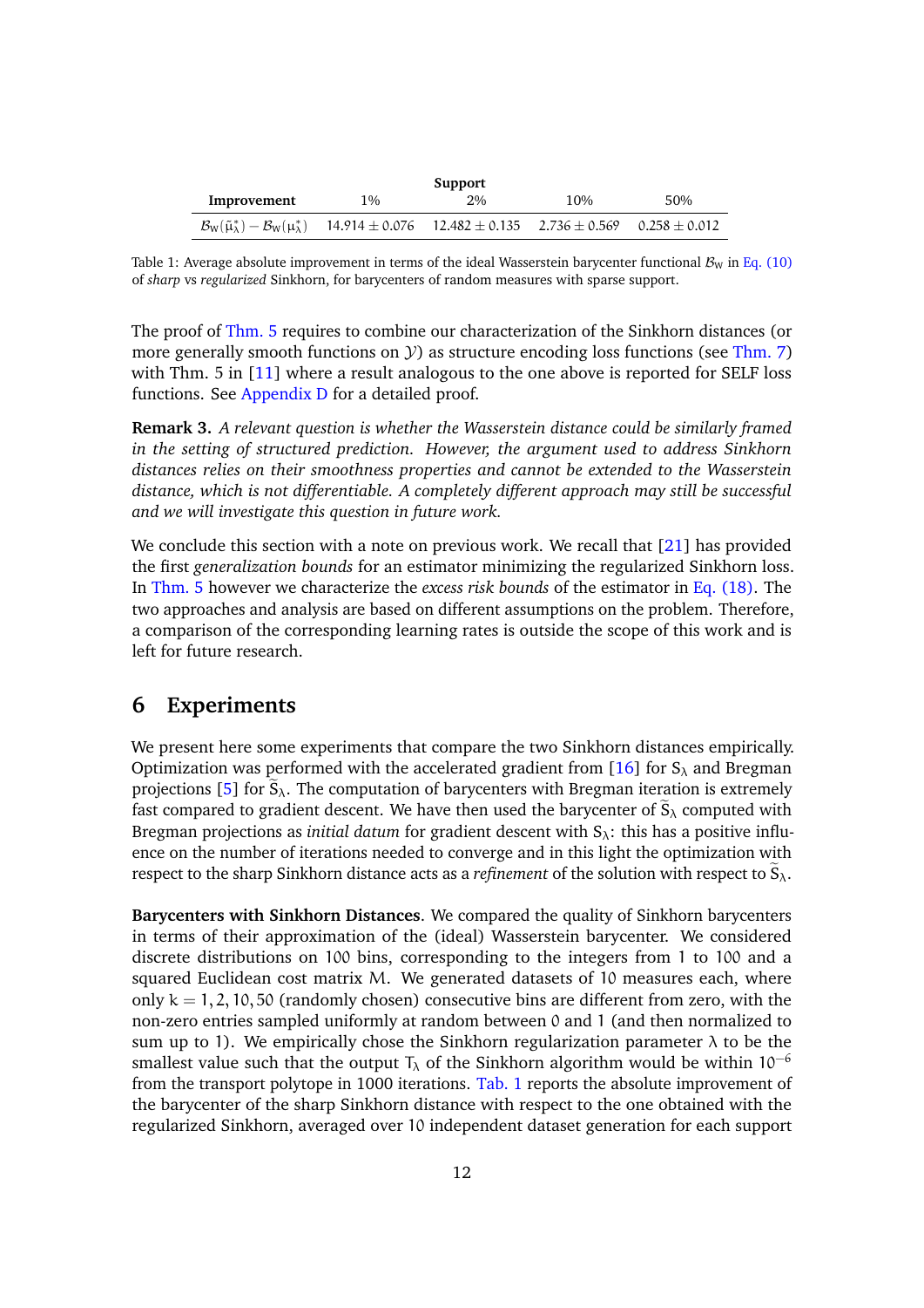| Improvement | Support | | | |
|---|---|---|---|---|
| | 1% | 2% | 10% | 50% |
| $\mathcal{B}_W(\tilde{\mu}^*_\lambda) - \mathcal{B}_W(\mu^*_\lambda)$ | $14.914 \pm 0.076$ | $12.482 \pm 0.135$ | $2.736 \pm 0.569$ | $0.258 \pm 0.012$ |

Table 1: Average absolute improvement in terms of the ideal Wasserstein barycenter functional $\mathcal{B}_W$ in Eq. (10) of *sharp* vs *regularized* Sinkhorn, for barycenters of random measures with sparse support.

The proof of Thm. 5 requires to combine our characterization of the Sinkhorn distances (or more generally smooth functions on $\mathcal{Y}$) as structure encoding loss functions (see Thm. 7) with Thm. 5 in [11] where a result analogous to the one above is reported for SELF loss functions. See Appendix D for a detailed proof.

**Remark 3.** *A relevant question is whether the Wasserstein distance could be similarly framed in the setting of structured prediction. However, the argument used to address Sinkhorn distances relies on their smoothness properties and cannot be extended to the Wasserstein distance, which is not differentiable. A completely different approach may still be successful and we will investigate this question in future work.*

We conclude this section with a note on previous work. We recall that [21] has provided the first *generalization bounds* for an estimator minimizing the regularized Sinkhorn loss. In Thm. 5 however we characterize the *excess risk bounds* of the estimator in Eq. (18). The two approaches and analysis are based on different assumptions on the problem. Therefore, a comparison of the corresponding learning rates is outside the scope of this work and is left for future research.

## 6 Experiments

We present here some experiments that compare the two Sinkhorn distances empirically. Optimization was performed with the accelerated gradient from [16] for $S_\lambda$ and Bregman projections [5] for $\widetilde{S}_\lambda$. The computation of barycenters with Bregman iteration is extremely fast compared to gradient descent. We have then used the barycenter of $\widetilde{S}_\lambda$ computed with Bregman projections as *initial datum* for gradient descent with $S_\lambda$: this has a positive influence on the number of iterations needed to converge and in this light the optimization with respect to the sharp Sinkhorn distance acts as a *refinement* of the solution with respect to $\widetilde{S}_\lambda$.

**Barycenters with Sinkhorn Distances**. We compared the quality of Sinkhorn barycenters in terms of their approximation of the (ideal) Wasserstein barycenter. We considered discrete distributions on 100 bins, corresponding to the integers from 1 to 100 and a squared Euclidean cost matrix $M$. We generated datasets of 10 measures each, where only $k = 1, 2, 10, 50$ (randomly chosen) consecutive bins are different from zero, with the non-zero entries sampled uniformly at random between 0 and 1 (and then normalized to sum up to 1). We empirically chose the Sinkhorn regularization parameter $\lambda$ to be the smallest value such that the output $T_\lambda$ of the Sinkhorn algorithm would be within $10^{-6}$ from the transport polytope in 1000 iterations. Tab. 1 reports the absolute improvement of the barycenter of the sharp Sinkhorn distance with respect to the one obtained with the regularized Sinkhorn, averaged over 10 independent dataset generation for each support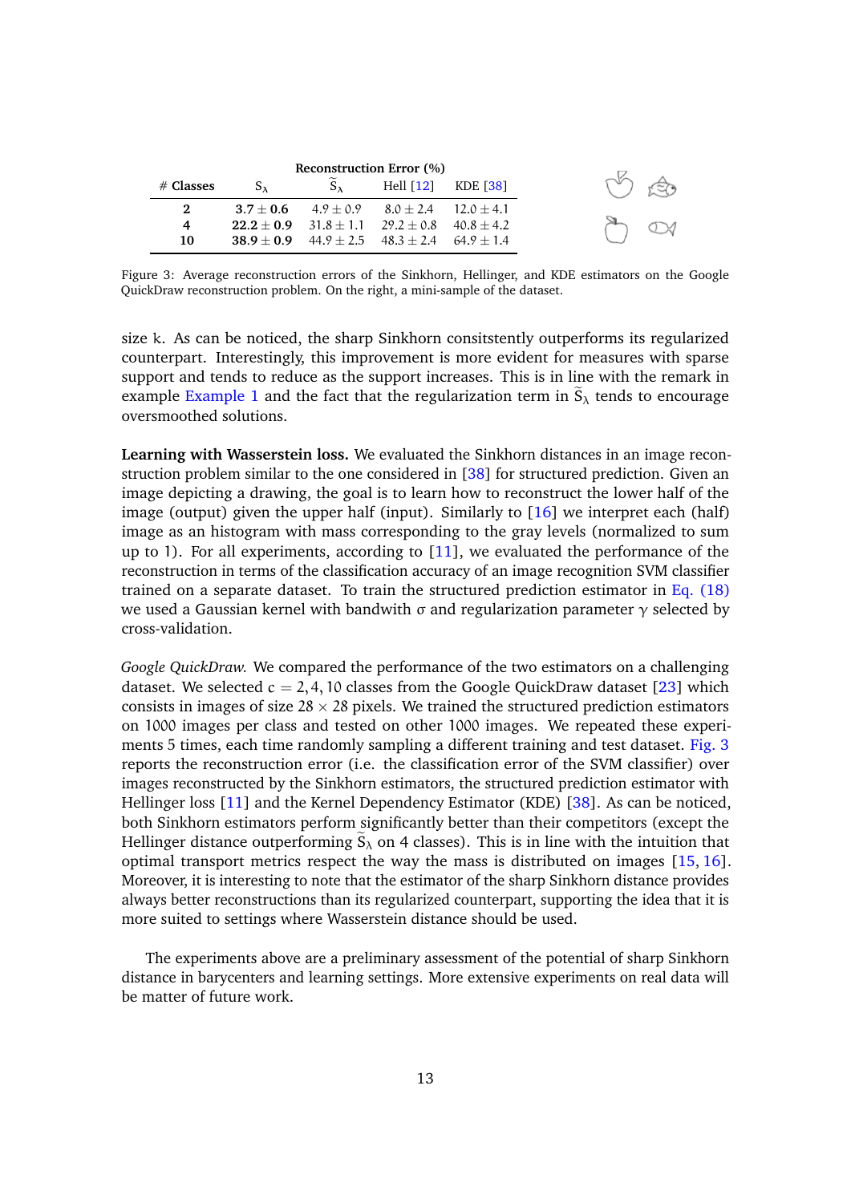| # Classes | $S_\lambda$ | $\widetilde{S}_\lambda$ | Hell [12] | KDE [38] |
|---|---|---|---|---|
| | Reconstruction Error (%) | | | |
| **2** | $\mathbf{3.7 \pm 0.6}$ | $4.9 \pm 0.9$ | $8.0 \pm 2.4$ | $12.0 \pm 4.1$ |
| **4** | $\mathbf{22.2 \pm 0.9}$ | $31.8 \pm 1.1$ | $29.2 \pm 0.8$ | $40.8 \pm 4.2$ |
| **10** | $\mathbf{38.9 \pm 0.9}$ | $44.9 \pm 2.5$ | $48.3 \pm 2.4$ | $64.9 \pm 1.4$ |

Figure 3: Average reconstruction errors of the Sinkhorn, Hellinger, and KDE estimators on the Google QuickDraw reconstruction problem. On the right, a mini-sample of the dataset.

size $k$. As can be noticed, the sharp Sinkhorn consitstently outperforms its regularized counterpart. Interestingly, this improvement is more evident for measures with sparse support and tends to reduce as the support increases. This is in line with the remark in example Example 1 and the fact that the regularization term in $\widetilde{S}_\lambda$ tends to encourage oversmoothed solutions.

**Learning with Wasserstein loss.** We evaluated the Sinkhorn distances in an image reconstruction problem similar to the one considered in [38] for structured prediction. Given an image depicting a drawing, the goal is to learn how to reconstruct the lower half of the image (output) given the upper half (input). Similarly to [16] we interpret each (half) image as an histogram with mass corresponding to the gray levels (normalized to sum up to 1). For all experiments, according to [11], we evaluated the performance of the reconstruction in terms of the classification accuracy of an image recognition SVM classifier trained on a separate dataset. To train the structured prediction estimator in Eq. (18) we used a Gaussian kernel with bandwith $\sigma$ and regularization parameter $\gamma$ selected by cross-validation.

*Google QuickDraw.* We compared the performance of the two estimators on a challenging dataset. We selected $c = 2, 4, 10$ classes from the Google QuickDraw dataset [23] which consists in images of size $28 \times 28$ pixels. We trained the structured prediction estimators on 1000 images per class and tested on other 1000 images. We repeated these experiments 5 times, each time randomly sampling a different training and test dataset. Fig. 3 reports the reconstruction error (i.e. the classification error of the SVM classifier) over images reconstructed by the Sinkhorn estimators, the structured prediction estimator with Hellinger loss [11] and the Kernel Dependency Estimator (KDE) [38]. As can be noticed, both Sinkhorn estimators perform significantly better than their competitors (except the Hellinger distance outperforming $\widetilde{S}_\lambda$ on 4 classes). This is in line with the intuition that optimal transport metrics respect the way the mass is distributed on images [15, 16]. Moreover, it is interesting to note that the estimator of the sharp Sinkhorn distance provides always better reconstructions than its regularized counterpart, supporting the idea that it is more suited to settings where Wasserstein distance should be used.

The experiments above are a preliminary assessment of the potential of sharp Sinkhorn distance in barycenters and learning settings. More extensive experiments on real data will be matter of future work.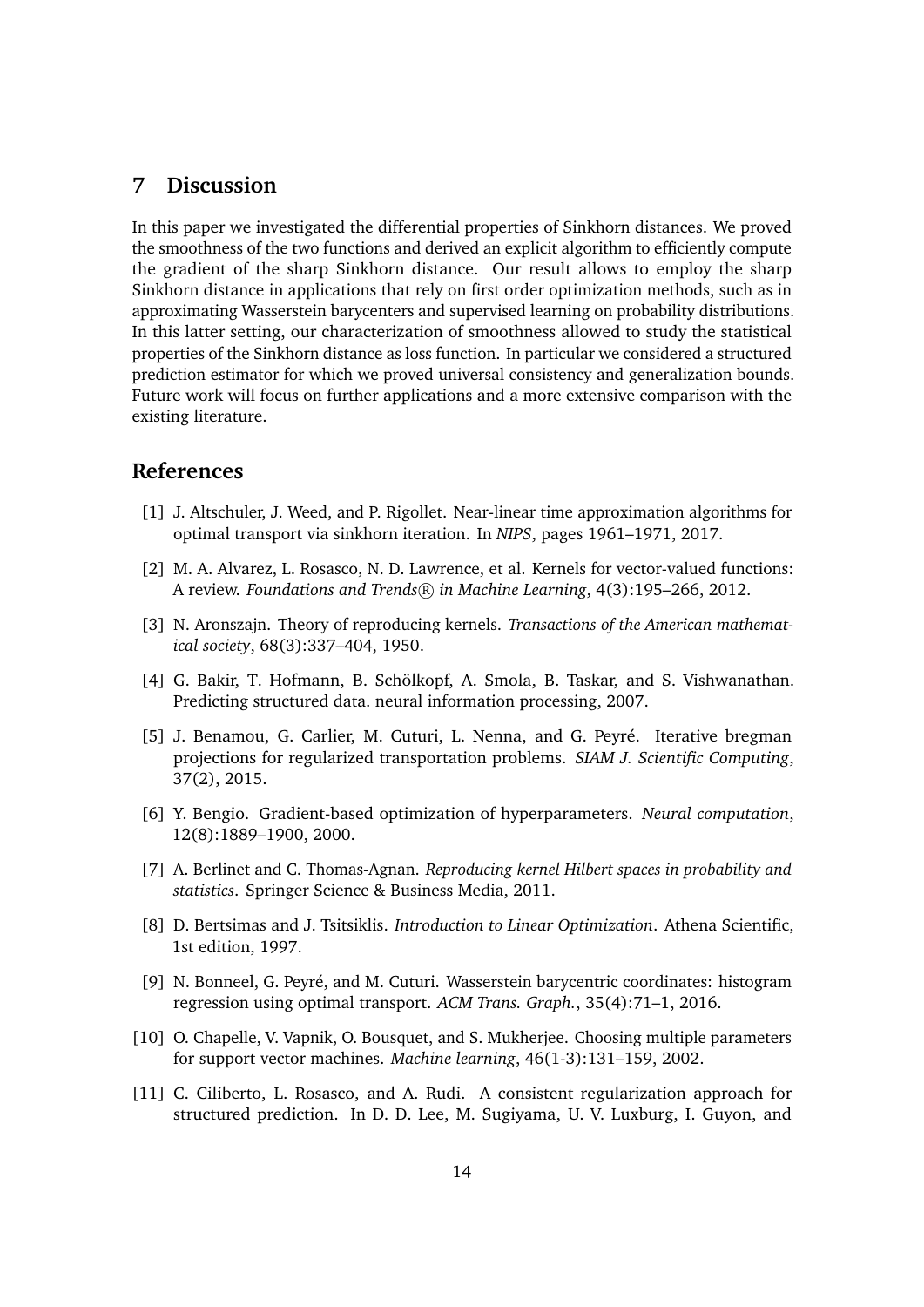## 7 Discussion

In this paper we investigated the differential properties of Sinkhorn distances. We proved the smoothness of the two functions and derived an explicit algorithm to efficiently compute the gradient of the sharp Sinkhorn distance. Our result allows to employ the sharp Sinkhorn distance in applications that rely on first order optimization methods, such as in approximating Wasserstein barycenters and supervised learning on probability distributions. In this latter setting, our characterization of smoothness allowed to study the statistical properties of the Sinkhorn distance as loss function. In particular we considered a structured prediction estimator for which we proved universal consistency and generalization bounds. Future work will focus on further applications and a more extensive comparison with the existing literature.

## References

[1] J. Altschuler, J. Weed, and P. Rigollet. Near-linear time approximation algorithms for optimal transport via sinkhorn iteration. In *NIPS*, pages 1961–1971, 2017.

[2] M. A. Alvarez, L. Rosasco, N. D. Lawrence, et al. Kernels for vector-valued functions: A review. *Foundations and Trends® in Machine Learning*, 4(3):195–266, 2012.

[3] N. Aronszajn. Theory of reproducing kernels. *Transactions of the American mathematical society*, 68(3):337–404, 1950.

[4] G. Bakir, T. Hofmann, B. Schölkopf, A. Smola, B. Taskar, and S. Vishwanathan. Predicting structured data. neural information processing, 2007.

[5] J. Benamou, G. Carlier, M. Cuturi, L. Nenna, and G. Peyré. Iterative bregman projections for regularized transportation problems. *SIAM J. Scientific Computing*, 37(2), 2015.

[6] Y. Bengio. Gradient-based optimization of hyperparameters. *Neural computation*, 12(8):1889–1900, 2000.

[7] A. Berlinet and C. Thomas-Agnan. *Reproducing kernel Hilbert spaces in probability and statistics*. Springer Science & Business Media, 2011.

[8] D. Bertsimas and J. Tsitsiklis. *Introduction to Linear Optimization*. Athena Scientific, 1st edition, 1997.

[9] N. Bonneel, G. Peyré, and M. Cuturi. Wasserstein barycentric coordinates: histogram regression using optimal transport. *ACM Trans. Graph.*, 35(4):71–1, 2016.

[10] O. Chapelle, V. Vapnik, O. Bousquet, and S. Mukherjee. Choosing multiple parameters for support vector machines. *Machine learning*, 46(1-3):131–159, 2002.

[11] C. Ciliberto, L. Rosasco, and A. Rudi. A consistent regularization approach for structured prediction. In D. D. Lee, M. Sugiyama, U. V. Luxburg, I. Guyon, and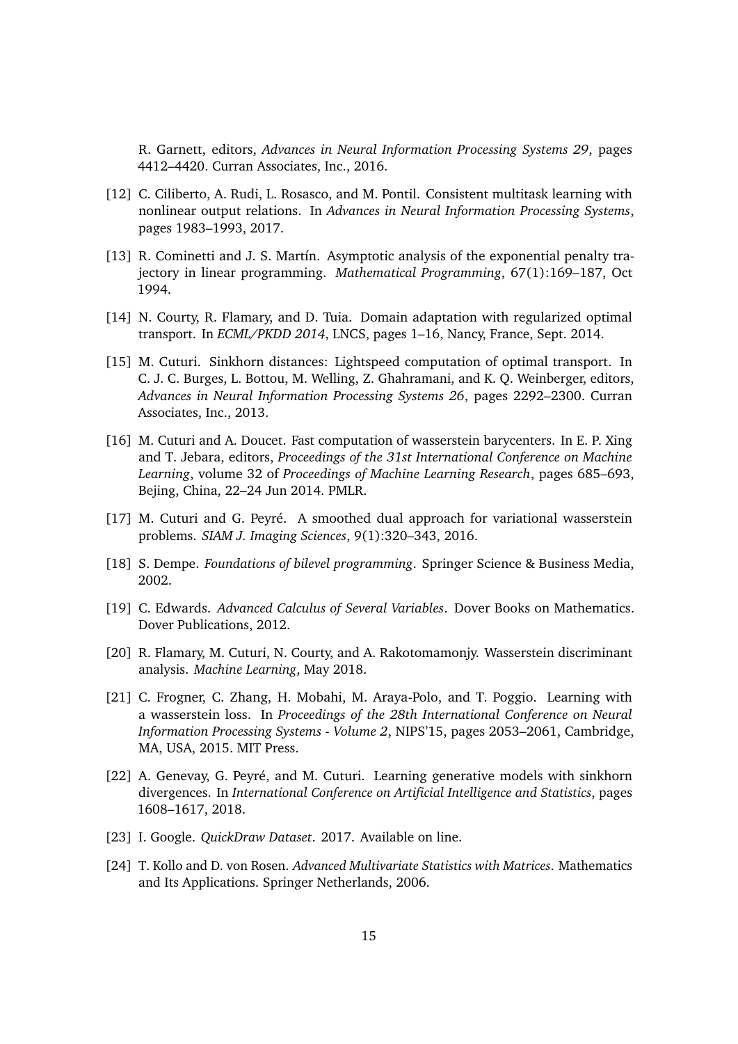R. Garnett, editors, *Advances in Neural Information Processing Systems 29*, pages 4412–4420. Curran Associates, Inc., 2016.

[12] C. Ciliberto, A. Rudi, L. Rosasco, and M. Pontil. Consistent multitask learning with nonlinear output relations. In *Advances in Neural Information Processing Systems*, pages 1983–1993, 2017.

[13] R. Cominetti and J. S. Martín. Asymptotic analysis of the exponential penalty trajectory in linear programming. *Mathematical Programming*, 67(1):169–187, Oct 1994.

[14] N. Courty, R. Flamary, and D. Tuia. Domain adaptation with regularized optimal transport. In *ECML/PKDD 2014*, LNCS, pages 1–16, Nancy, France, Sept. 2014.

[15] M. Cuturi. Sinkhorn distances: Lightspeed computation of optimal transport. In C. J. C. Burges, L. Bottou, M. Welling, Z. Ghahramani, and K. Q. Weinberger, editors, *Advances in Neural Information Processing Systems 26*, pages 2292–2300. Curran Associates, Inc., 2013.

[16] M. Cuturi and A. Doucet. Fast computation of wasserstein barycenters. In E. P. Xing and T. Jebara, editors, *Proceedings of the 31st International Conference on Machine Learning*, volume 32 of *Proceedings of Machine Learning Research*, pages 685–693, Bejing, China, 22–24 Jun 2014. PMLR.

[17] M. Cuturi and G. Peyré. A smoothed dual approach for variational wasserstein problems. *SIAM J. Imaging Sciences*, 9(1):320–343, 2016.

[18] S. Dempe. *Foundations of bilevel programming*. Springer Science & Business Media, 2002.

[19] C. Edwards. *Advanced Calculus of Several Variables*. Dover Books on Mathematics. Dover Publications, 2012.

[20] R. Flamary, M. Cuturi, N. Courty, and A. Rakotomamonjy. Wasserstein discriminant analysis. *Machine Learning*, May 2018.

[21] C. Frogner, C. Zhang, H. Mobahi, M. Araya-Polo, and T. Poggio. Learning with a wasserstein loss. In *Proceedings of the 28th International Conference on Neural Information Processing Systems - Volume 2*, NIPS'15, pages 2053–2061, Cambridge, MA, USA, 2015. MIT Press.

[22] A. Genevay, G. Peyré, and M. Cuturi. Learning generative models with sinkhorn divergences. In *International Conference on Artificial Intelligence and Statistics*, pages 1608–1617, 2018.

[23] I. Google. *QuickDraw Dataset*. 2017. Available on line.

[24] T. Kollo and D. von Rosen. *Advanced Multivariate Statistics with Matrices*. Mathematics and Its Applications. Springer Netherlands, 2006.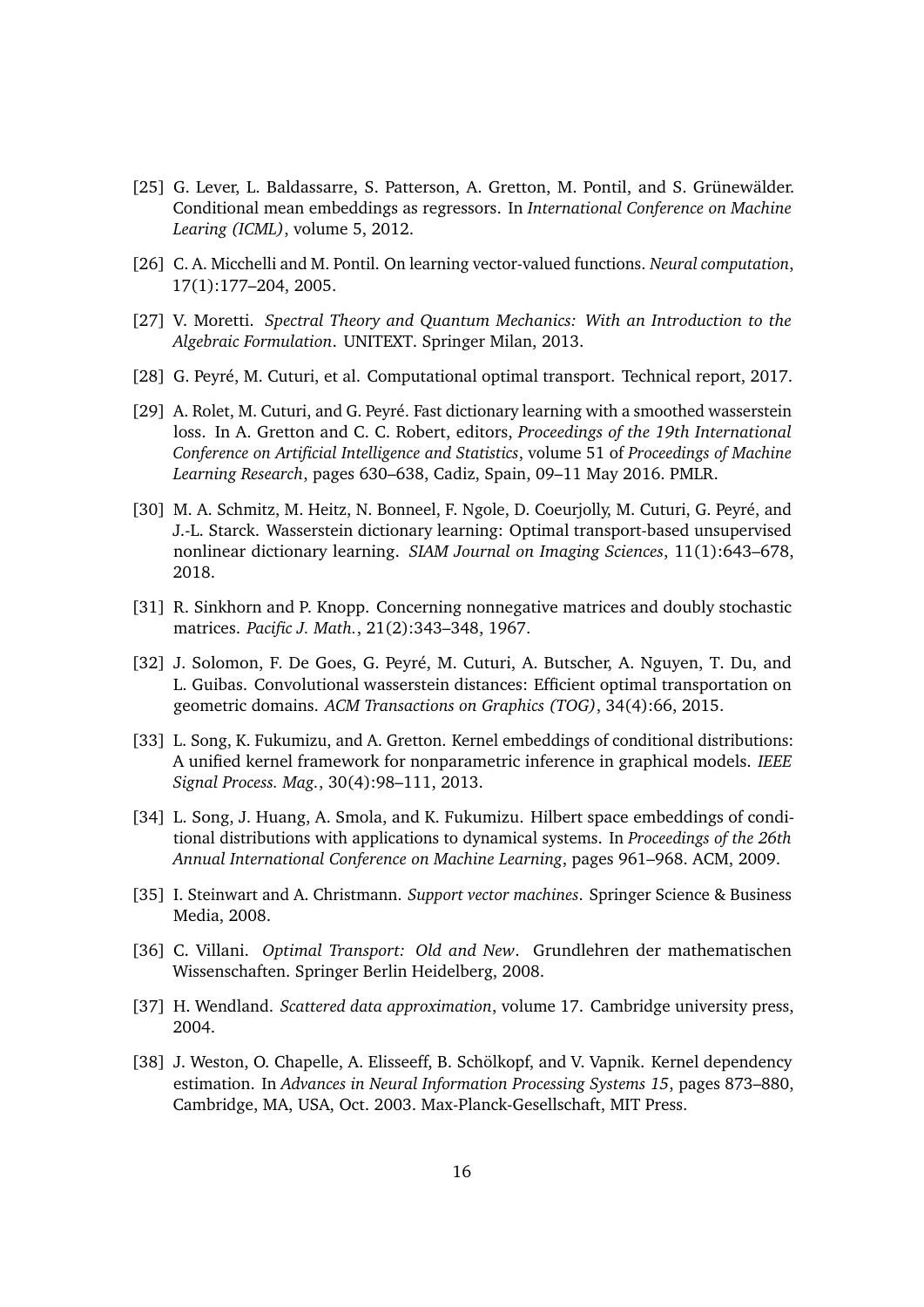[25] G. Lever, L. Baldassarre, S. Patterson, A. Gretton, M. Pontil, and S. Grünewälder. Conditional mean embeddings as regressors. In *International Conference on Machine Learing (ICML)*, volume 5, 2012.

[26] C. A. Micchelli and M. Pontil. On learning vector-valued functions. *Neural computation*, 17(1):177–204, 2005.

[27] V. Moretti. *Spectral Theory and Quantum Mechanics: With an Introduction to the Algebraic Formulation*. UNITEXT. Springer Milan, 2013.

[28] G. Peyré, M. Cuturi, et al. Computational optimal transport. Technical report, 2017.

[29] A. Rolet, M. Cuturi, and G. Peyré. Fast dictionary learning with a smoothed wasserstein loss. In A. Gretton and C. C. Robert, editors, *Proceedings of the 19th International Conference on Artificial Intelligence and Statistics*, volume 51 of *Proceedings of Machine Learning Research*, pages 630–638, Cadiz, Spain, 09–11 May 2016. PMLR.

[30] M. A. Schmitz, M. Heitz, N. Bonneel, F. Ngole, D. Coeurjolly, M. Cuturi, G. Peyré, and J.-L. Starck. Wasserstein dictionary learning: Optimal transport-based unsupervised nonlinear dictionary learning. *SIAM Journal on Imaging Sciences*, 11(1):643–678, 2018.

[31] R. Sinkhorn and P. Knopp. Concerning nonnegative matrices and doubly stochastic matrices. *Pacific J. Math.*, 21(2):343–348, 1967.

[32] J. Solomon, F. De Goes, G. Peyré, M. Cuturi, A. Butscher, A. Nguyen, T. Du, and L. Guibas. Convolutional wasserstein distances: Efficient optimal transportation on geometric domains. *ACM Transactions on Graphics (TOG)*, 34(4):66, 2015.

[33] L. Song, K. Fukumizu, and A. Gretton. Kernel embeddings of conditional distributions: A unified kernel framework for nonparametric inference in graphical models. *IEEE Signal Process. Mag.*, 30(4):98–111, 2013.

[34] L. Song, J. Huang, A. Smola, and K. Fukumizu. Hilbert space embeddings of conditional distributions with applications to dynamical systems. In *Proceedings of the 26th Annual International Conference on Machine Learning*, pages 961–968. ACM, 2009.

[35] I. Steinwart and A. Christmann. *Support vector machines*. Springer Science & Business Media, 2008.

[36] C. Villani. *Optimal Transport: Old and New*. Grundlehren der mathematischen Wissenschaften. Springer Berlin Heidelberg, 2008.

[37] H. Wendland. *Scattered data approximation*, volume 17. Cambridge university press, 2004.

[38] J. Weston, O. Chapelle, A. Elisseeff, B. Schölkopf, and V. Vapnik. Kernel dependency estimation. In *Advances in Neural Information Processing Systems 15*, pages 873–880, Cambridge, MA, USA, Oct. 2003. Max-Planck-Gesellschaft, MIT Press.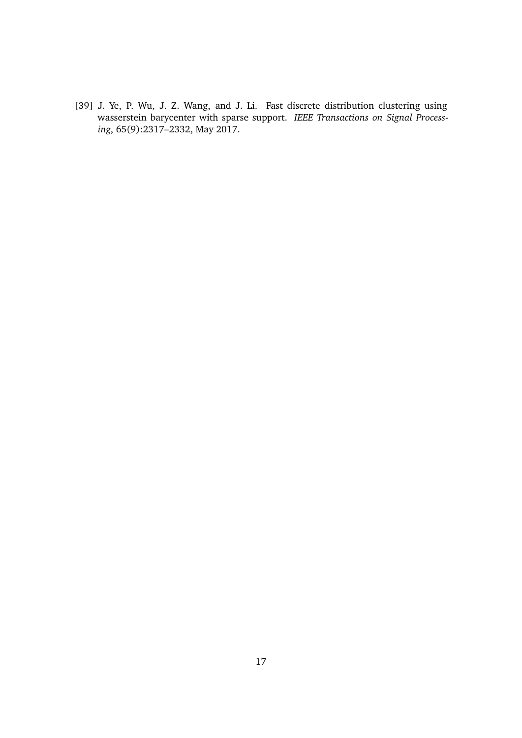[39] J. Ye, P. Wu, J. Z. Wang, and J. Li. Fast discrete distribution clustering using wasserstein barycenter with sparse support. *IEEE Transactions on Signal Processing*, 65(9):2317–2332, May 2017.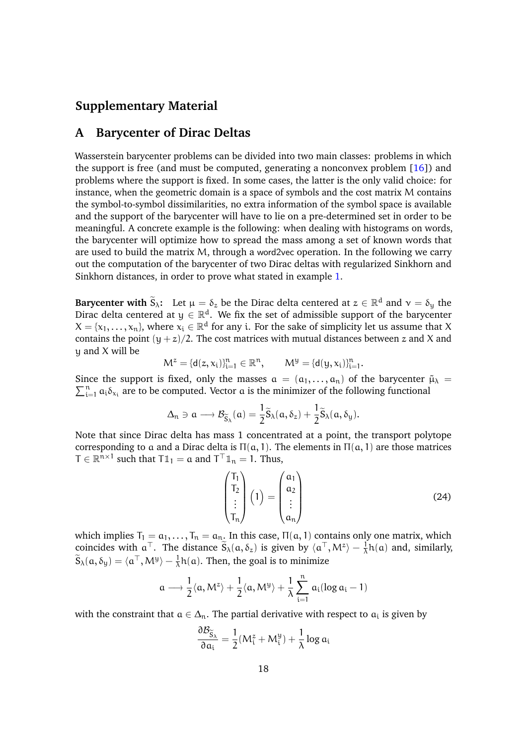# Supplementary Material

## A Barycenter of Dirac Deltas

Wasserstein barycenter problems can be divided into two main classes: problems in which the support is free (and must be computed, generating a nonconvex problem [16]) and problems where the support is fixed. In some cases, the latter is the only valid choice: for instance, when the geometric domain is a space of symbols and the cost matrix $M$ contains the symbol-to-symbol dissimilarities, no extra information of the symbol space is available and the support of the barycenter will have to lie on a pre-determined set in order to be meaningful. A concrete example is the following: when dealing with histograms on words, the barycenter will optimize how to spread the mass among a set of known words that are used to build the matrix $M$, through a word2vec operation. In the following we carry out the computation of the barycenter of two Dirac deltas with regularized Sinkhorn and Sinkhorn distances, in order to prove what stated in example 1.

**Barycenter with $\widetilde{S}_\lambda$:** Let $\mu = \delta_z$ be the Dirac delta centered at $z \in \mathbb{R}^d$ and $\nu = \delta_y$ the Dirac delta centered at $y \in \mathbb{R}^d$. We fix the set of admissible support of the barycenter $X = \{x_1, \ldots, x_n\}$, where $x_i \in \mathbb{R}^d$ for any $i$. For the sake of simplicity let us assume that $X$ contains the point $(y+z)/2$. The cost matrices with mutual distances between $z$ and $X$ and $y$ and $X$ will be

$$M^z = \{d(z, x_i)\}_{i=1}^n \in \mathbb{R}^n, \qquad M^y = \{d(y, x_i)\}_{i=1}^n.$$

Since the support is fixed, only the masses $a = (a_1, \ldots, a_n)$ of the barycenter $\tilde{\mu}_\lambda = \sum_{i=1}^n a_i \delta_{x_i}$ are to be computed. Vector $a$ is the minimizer of the following functional

$$\Delta_n \ni a \longrightarrow \mathcal{B}_{\widetilde{S}_\lambda}(a) = \frac{1}{2}\widetilde{S}_\lambda(a, \delta_z) + \frac{1}{2}\widetilde{S}_\lambda(a, \delta_y).$$

Note that since Dirac delta has mass 1 concentrated at a point, the transport polytope corresponding to $a$ and a Dirac delta is $\Pi(a, 1)$. The elements in $\Pi(a, 1)$ are those matrices $T \in \mathbb{R}^{n \times 1}$ such that $T\mathbb{1}_1 = a$ and $T^\top \mathbb{1}_n = 1$. Thus,

$$\begin{pmatrix} T_1 \\ T_2 \\ \vdots \\ T_n \end{pmatrix} \begin{pmatrix} 1 \end{pmatrix} = \begin{pmatrix} a_1 \\ a_2 \\ \vdots \\ a_n \end{pmatrix} \tag{24}$$

which implies $T_1 = a_1, \ldots, T_n = a_n$. In this case, $\Pi(a, 1)$ contains only one matrix, which coincides with $a^\top$. The distance $\widetilde{S}_\lambda(a, \delta_z)$ is given by $\langle a^\top, M^z \rangle - \frac{1}{\lambda}h(a)$ and, similarly, $\widetilde{S}_\lambda(a, \delta_y) = \langle a^\top, M^y \rangle - \frac{1}{\lambda}h(a)$. Then, the goal is to minimize

$$a \longrightarrow \frac{1}{2}\langle a, M^z \rangle + \frac{1}{2}\langle a, M^y \rangle + \frac{1}{\lambda}\sum_{i=1}^n a_i(\log a_i - 1)$$

with the constraint that $a \in \Delta_n$. The partial derivative with respect to $a_i$ is given by

$$\frac{\partial \mathcal{B}_{\widetilde{S}_\lambda}}{\partial a_i} = \frac{1}{2}(M_i^z + M_i^y) + \frac{1}{\lambda}\log a_i$$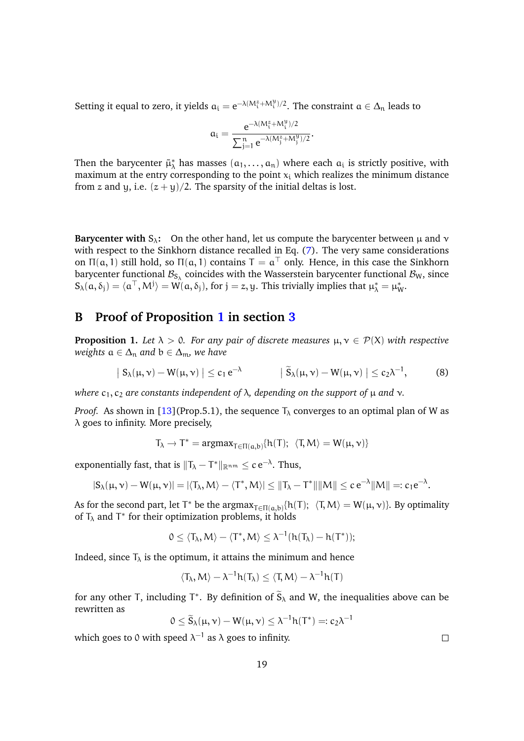Setting it equal to zero, it yields $a_i = e^{-\lambda(M_i^z + M_i^y)/2}$. The constraint $a \in \Delta_n$ leads to

$$a_i = \frac{e^{-\lambda(M_i^z + M_i^y)/2}}{\sum_{j=1}^n e^{-\lambda(M_j^z + M_j^y)/2}}.$$

Then the barycenter $\tilde{\mu}_\lambda^*$ has masses $(a_1, \ldots, a_n)$ where each $a_i$ is strictly positive, with maximum at the entry corresponding to the point $x_i$ which realizes the minimum distance from $z$ and $y$, i.e. $(z+y)/2$. The sparsity of the initial deltas is lost.

**Barycenter with $S_\lambda$:** On the other hand, let us compute the barycenter between $\mu$ and $\nu$ with respect to the Sinkhorn distance recalled in Eq. (7). The very same considerations on $\Pi(a,1)$ still hold, so $\Pi(a,1)$ contains $T = a^\top$ only. Hence, in this case the Sinkhorn barycenter functional $\mathcal{B}_{S_\lambda}$ coincides with the Wasserstein barycenter functional $\mathcal{B}_W$, since $S_\lambda(a, \delta_j) = \langle a^\top, M^j \rangle = W(a, \delta_j)$, for $j = z, y$. This trivially implies that $\mu_\lambda^* = \mu_W^*$.

## B Proof of Proposition 1 in section 3

**Proposition 1.** *Let $\lambda > 0$. For any pair of discrete measures $\mu, \nu \in \mathcal{P}(X)$ with respective weights $a \in \Delta_n$ and $b \in \Delta_m$, we have*

$$|\, S_\lambda(\mu,\nu) - W(\mu,\nu) \,| \leq c_1 \, e^{-\lambda} \qquad\qquad |\, \widetilde{S}_\lambda(\mu,\nu) - W(\mu,\nu) \,| \leq c_2 \lambda^{-1}, \tag{8}$$

*where $c_1, c_2$ are constants independent of $\lambda$, depending on the support of $\mu$ and $\nu$.*

*Proof.* As shown in [13](Prop.5.1), the sequence $T_\lambda$ converges to an optimal plan of W as $\lambda$ goes to infinity. More precisely,

$$T_\lambda \to T^* = \mathrm{argmax}_{T \in \Pi(a,b)} \{h(T);\ \ \langle T, M \rangle = W(\mu,\nu)\}$$

exponentially fast, that is $\|T_\lambda - T^*\|_{\mathbb{R}^{nm}} \leq c\, e^{-\lambda}$. Thus,

$$|S_\lambda(\mu,\nu) - W(\mu,\nu)| = |\langle T_\lambda, M\rangle - \langle T^*, M \rangle| \leq \|T_\lambda - T^*\| \|M\| \leq c\, e^{-\lambda} \|M\| =: c_1 e^{-\lambda}.$$

As for the second part, let $T^*$ be the $\mathrm{argmax}_{T \in \Pi(a,b)}\{h(T);\ \ \langle T, M\rangle = W(\mu,\nu)\}$. By optimality of $T_\lambda$ and $T^*$ for their optimization problems, it holds

$$0 \leq \langle T_\lambda, M \rangle - \langle T^*, M\rangle \leq \lambda^{-1}(h(T_\lambda) - h(T^*));$$

Indeed, since $T_\lambda$ is the optimum, it attains the minimum and hence

$$\langle T_\lambda, M\rangle - \lambda^{-1} h(T_\lambda) \leq \langle T, M \rangle - \lambda^{-1} h(T)$$

for any other T, including $T^*$. By definition of $\widetilde{S}_\lambda$ and W, the inequalities above can be rewritten as

$$0 \leq \widetilde{S}_\lambda(\mu,\nu) - W(\mu,\nu) \leq \lambda^{-1} h(T^*) =: c_2 \lambda^{-1}$$

which goes to 0 with speed $\lambda^{-1}$ as $\lambda$ goes to infinity. □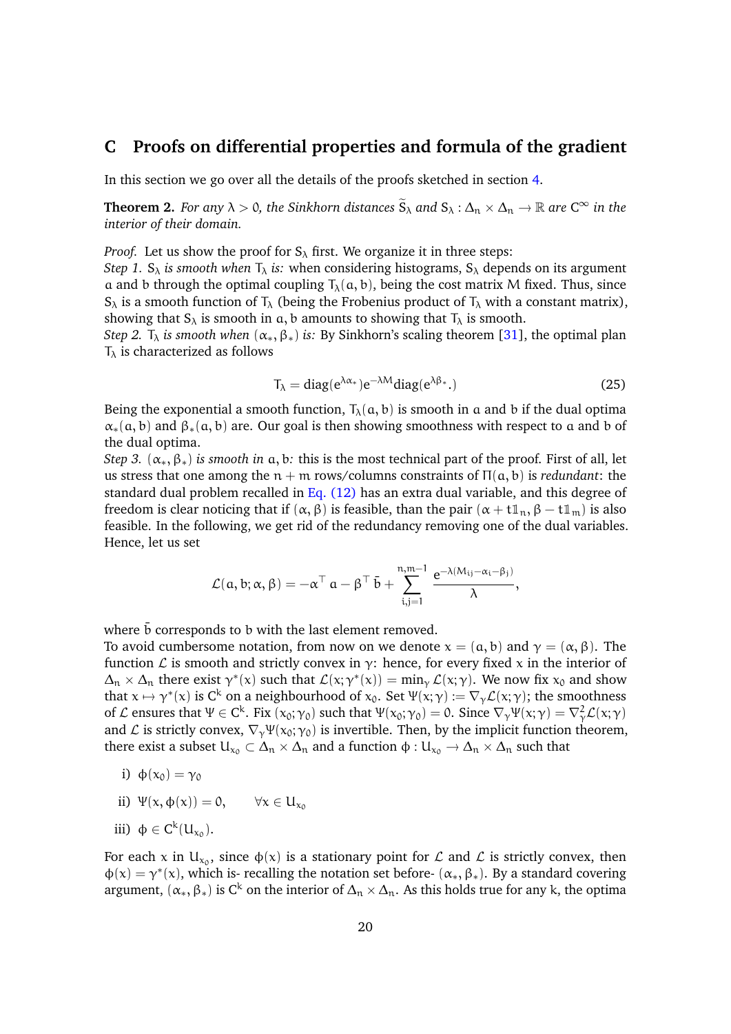# C Proofs on differential properties and formula of the gradient

In this section we go over all the details of the proofs sketched in section 4.

**Theorem 2.** *For any $\lambda > 0$, the Sinkhorn distances $\widetilde{S}_\lambda$ and $S_\lambda : \Delta_n \times \Delta_n \to \mathbb{R}$ are $C^\infty$ in the interior of their domain.*

*Proof.* Let us show the proof for $S_\lambda$ first. We organize it in three steps:
*Step 1. $S_\lambda$ is smooth when $T_\lambda$ is:* when considering histograms, $S_\lambda$ depends on its argument $a$ and $b$ through the optimal coupling $T_\lambda(a, b)$, being the cost matrix $M$ fixed. Thus, since $S_\lambda$ is a smooth function of $T_\lambda$ (being the Frobenius product of $T_\lambda$ with a constant matrix), showing that $S_\lambda$ is smooth in $a, b$ amounts to showing that $T_\lambda$ is smooth.
*Step 2. $T_\lambda$ is smooth when $(\alpha_*, \beta_*)$ is:* By Sinkhorn's scaling theorem [31], the optimal plan $T_\lambda$ is characterized as follows

$$T_\lambda = \text{diag}(e^{\lambda\alpha_*})e^{-\lambda M}\text{diag}(e^{\lambda\beta_*}.) \tag{25}$$

Being the exponential a smooth function, $T_\lambda(a, b)$ is smooth in $a$ and $b$ if the dual optima $\alpha_*(a, b)$ and $\beta_*(a, b)$ are. Our goal is then showing smoothness with respect to $a$ and $b$ of the dual optima.
*Step 3. $(\alpha_*, \beta_*)$ is smooth in $a, b$:* this is the most technical part of the proof. First of all, let us stress that one among the $n + m$ rows/columns constraints of $\Pi(a, b)$ is *redundant*: the standard dual problem recalled in Eq. (12) has an extra dual variable, and this degree of freedom is clear noticing that if $(\alpha, \beta)$ is feasible, than the pair $(\alpha + t\mathbb{1}_n, \beta - t\mathbb{1}_m)$ is also feasible. In the following, we get rid of the redundancy removing one of the dual variables. Hence, let us set

$$\mathcal{L}(a, b; \alpha, \beta) = -\alpha^\top a - \beta^\top \bar{b} + \sum_{i,j=1}^{n,m-1} \frac{e^{-\lambda(M_{ij} - \alpha_i - \beta_j)}}{\lambda},$$

where $\bar{b}$ corresponds to $b$ with the last element removed.
To avoid cumbersome notation, from now on we denote $x = (a, b)$ and $\gamma = (\alpha, \beta)$. The function $\mathcal{L}$ is smooth and strictly convex in $\gamma$: hence, for every fixed $x$ in the interior of $\Delta_n \times \Delta_n$ there exist $\gamma^*(x)$ such that $\mathcal{L}(x; \gamma^*(x)) = \min_\gamma \mathcal{L}(x; \gamma)$. We now fix $x_0$ and show that $x \mapsto \gamma^*(x)$ is $C^k$ on a neighbourhood of $x_0$. Set $\Psi(x; \gamma) := \nabla_\gamma \mathcal{L}(x; \gamma)$; the smoothness of $\mathcal{L}$ ensures that $\Psi \in C^k$. Fix $(x_0; \gamma_0)$ such that $\Psi(x_0; \gamma_0) = 0$. Since $\nabla_\gamma \Psi(x; \gamma) = \nabla^2_\gamma \mathcal{L}(x; \gamma)$ and $\mathcal{L}$ is strictly convex, $\nabla_\gamma \Psi(x_0; \gamma_0)$ is invertible. Then, by the implicit function theorem, there exist a subset $U_{x_0} \subset \Delta_n \times \Delta_n$ and a function $\phi : U_{x_0} \to \Delta_n \times \Delta_n$ such that

i) $\phi(x_0) = \gamma_0$

ii) $\Psi(x, \phi(x)) = 0, \qquad \forall x \in U_{x_0}$

iii) $\phi \in C^k(U_{x_0})$.

For each $x$ in $U_{x_0}$, since $\phi(x)$ is a stationary point for $\mathcal{L}$ and $\mathcal{L}$ is strictly convex, then $\phi(x) = \gamma^*(x)$, which is- recalling the notation set before- $(\alpha_*, \beta_*)$. By a standard covering argument, $(\alpha_*, \beta_*)$ is $C^k$ on the interior of $\Delta_n \times \Delta_n$. As this holds true for any $k$, the optima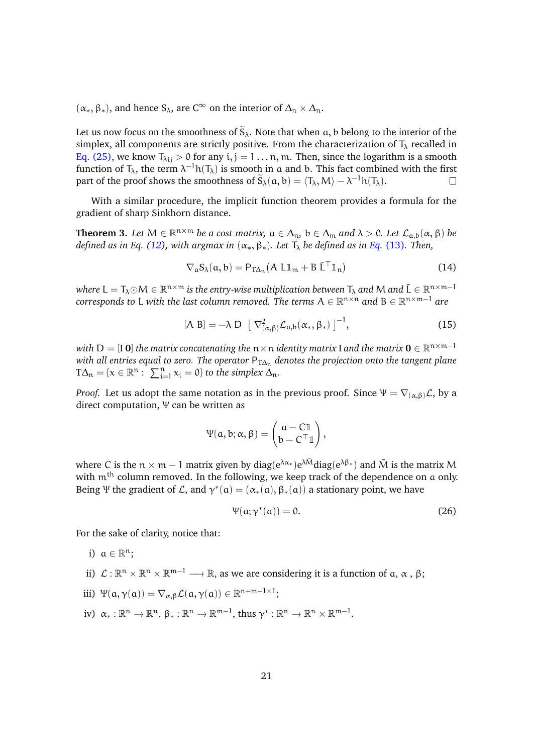$(\alpha_*, \beta_*)$, and hence $S_\lambda$, are $C^\infty$ on the interior of $\Delta_n \times \Delta_n$.

Let us now focus on the smoothness of $\widetilde{S}_\lambda$. Note that when $a, b$ belong to the interior of the simplex, all components are strictly positive. From the characterization of $T_\lambda$ recalled in Eq. (25), we know $T_{\lambda ij} > 0$ for any $i, j = 1 \dots n, m$. Then, since the logarithm is a smooth function of $T_\lambda$, the term $\lambda^{-1} h(T_\lambda)$ is smooth in $a$ and $b$. This fact combined with the first part of the proof shows the smoothness of $\widetilde{S}_\lambda(a, b) = \langle T_\lambda, M \rangle - \lambda^{-1} h(T_\lambda)$. □

With a similar procedure, the implicit function theorem provides a formula for the gradient of sharp Sinkhorn distance.

**Theorem 3.** *Let $M \in \mathbb{R}^{n \times m}$ be a cost matrix, $a \in \Delta_n$, $b \in \Delta_m$ and $\lambda > 0$. Let $\mathcal{L}_{a,b}(\alpha, \beta)$ be defined as in Eq. (12), with argmax in $(\alpha_*, \beta_*)$. Let $T_\lambda$ be defined as in Eq. (13). Then,*

$$\nabla_a S_\lambda(a, b) = P_{T\Delta_n}(A \; L \mathbb{1}_m + B \; \bar{L}^\top \mathbb{1}_n) \tag{14}$$

*where $L = T_\lambda \odot M \in \mathbb{R}^{n \times m}$ is the entry-wise multiplication between $T_\lambda$ and $M$ and $\bar{L} \in \mathbb{R}^{n \times m-1}$ corresponds to $L$ with the last column removed. The terms $A \in \mathbb{R}^{n \times n}$ and $B \in \mathbb{R}^{n \times m-1}$ are*

$$[A \; B] = -\lambda \, D \; \left[ \; \nabla^2_{(\alpha,\beta)} \mathcal{L}_{a,b}(\alpha_*, \beta_*) \; \right]^{-1}, \tag{15}$$

*with $D = [I \; \mathbf{0}]$ the matrix concatenating the $n \times n$ identity matrix $I$ and the matrix $\mathbf{0} \in \mathbb{R}^{n \times m-1}$ with all entries equal to zero. The operator $P_{T\Delta_n}$ denotes the projection onto the tangent plane $T\Delta_n = \{x \in \mathbb{R}^n : \; \sum_{i=1}^n x_i = 0\}$ to the simplex $\Delta_n$.*

*Proof.* Let us adopt the same notation as in the previous proof. Since $\Psi = \nabla_{(\alpha,\beta)} \mathcal{L}$, by a direct computation, $\Psi$ can be written as

$$\Psi(a, b; \alpha, \beta) = \begin{pmatrix} a - C\mathbb{1} \\ b - C^\top \mathbb{1} \end{pmatrix},$$

where $C$ is the $n \times m - 1$ matrix given by $\operatorname{diag}(e^{\lambda \alpha_*}) e^{\lambda \bar{M}} \operatorname{diag}(e^{\lambda \beta_*})$ and $\bar{M}$ is the matrix $M$ with $m^{\text{th}}$ column removed. In the following, we keep track of the dependence on $a$ only. Being $\Psi$ the gradient of $\mathcal{L}$, and $\gamma^*(a) = (\alpha_*(a), \beta_*(a))$ a stationary point, we have

$$\Psi(a; \gamma^*(a)) = 0. \tag{26}$$

For the sake of clarity, notice that:

i) $a \in \mathbb{R}^n$;

ii) $\mathcal{L} : \mathbb{R}^n \times \mathbb{R}^n \times \mathbb{R}^{m-1} \longrightarrow \mathbb{R}$, as we are considering it is a function of $a$, $\alpha$ , $\beta$;

iii) $\Psi(a, \gamma(a)) = \nabla_{\alpha,\beta} \mathcal{L}(a, \gamma(a)) \in \mathbb{R}^{n+m-1 \times 1}$;

iv) $\alpha_* : \mathbb{R}^n \to \mathbb{R}^n$, $\beta_* : \mathbb{R}^n \to \mathbb{R}^{m-1}$, thus $\gamma^* : \mathbb{R}^n \to \mathbb{R}^n \times \mathbb{R}^{m-1}$.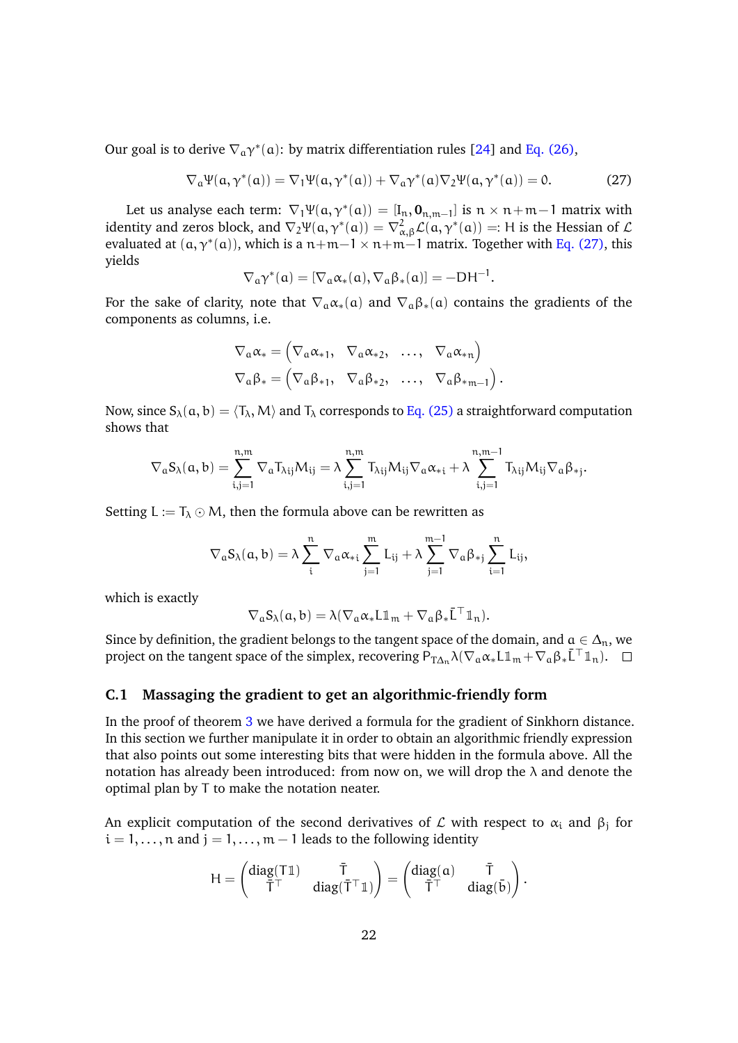Our goal is to derive $\nabla_a \gamma^*(a)$: by matrix differentiation rules [24] and Eq. (26),

$$\nabla_a \Psi(a, \gamma^*(a)) = \nabla_1 \Psi(a, \gamma^*(a)) + \nabla_a \gamma^*(a) \nabla_2 \Psi(a, \gamma^*(a)) = 0. \tag{27}$$

Let us analyse each term: $\nabla_1 \Psi(a, \gamma^*(a)) = [I_n, \mathbf{0}_{n,m-1}]$ is $n \times n+m-1$ matrix with identity and zeros block, and $\nabla_2 \Psi(a, \gamma^*(a)) = \nabla^2_{\alpha,\beta} \mathcal{L}(a, \gamma^*(a)) =: H$ is the Hessian of $\mathcal{L}$ evaluated at $(a, \gamma^*(a))$, which is a $n+m-1 \times n+m-1$ matrix. Together with Eq. (27), this yields

$$\nabla_a \gamma^*(a) = [\nabla_a \alpha_*(a), \nabla_a \beta_*(a)] = -DH^{-1}.$$

For the sake of clarity, note that $\nabla_a \alpha_*(a)$ and $\nabla_a \beta_*(a)$ contains the gradients of the components as columns, i.e.

$$\nabla_a \alpha_* = \begin{pmatrix} \nabla_a \alpha_{*1}, & \nabla_a \alpha_{*2}, & \ldots, & \nabla_a \alpha_{*n} \end{pmatrix}$$
$$\nabla_a \beta_* = \begin{pmatrix} \nabla_a \beta_{*1}, & \nabla_a \beta_{*2}, & \ldots, & \nabla_a \beta_{*m-1} \end{pmatrix}.$$

Now, since $S_\lambda(a, b) = \langle T_\lambda, M \rangle$ and $T_\lambda$ corresponds to Eq. (25) a straightforward computation shows that

$$\nabla_a S_\lambda(a, b) = \sum_{i,j=1}^{n,m} \nabla_a T_{\lambda ij} M_{ij} = \lambda \sum_{i,j=1}^{n,m} T_{\lambda ij} M_{ij} \nabla_a \alpha_{*i} + \lambda \sum_{i,j=1}^{n,m-1} T_{\lambda ij} M_{ij} \nabla_a \beta_{*j}.$$

Setting $L := T_\lambda \odot M$, then the formula above can be rewritten as

$$\nabla_a S_\lambda(a, b) = \lambda \sum_{i}^{n} \nabla_a \alpha_{*i} \sum_{j=1}^{m} L_{ij} + \lambda \sum_{j=1}^{m-1} \nabla_a \beta_{*j} \sum_{i=1}^{n} L_{ij},$$

which is exactly

$$\nabla_a S_\lambda(a, b) = \lambda(\nabla_a \alpha_* L \mathbb{1}_m + \nabla_a \beta_* \bar{L}^\top \mathbb{1}_n).$$

Since by definition, the gradient belongs to the tangent space of the domain, and $a \in \Delta_n$, we project on the tangent space of the simplex, recovering $P_{T\Delta_n} \lambda(\nabla_a \alpha_* L \mathbb{1}_m + \nabla_a \beta_* \bar{L}^\top \mathbb{1}_n)$. □

## C.1 Massaging the gradient to get an algorithmic-friendly form

In the proof of theorem 3 we have derived a formula for the gradient of Sinkhorn distance. In this section we further manipulate it in order to obtain an algorithmic friendly expression that also points out some interesting bits that were hidden in the formula above. All the notation has already been introduced: from now on, we will drop the $\lambda$ and denote the optimal plan by $T$ to make the notation neater.

An explicit computation of the second derivatives of $\mathcal{L}$ with respect to $\alpha_i$ and $\beta_j$ for $i = 1, \ldots, n$ and $j = 1, \ldots, m-1$ leads to the following identity

$$H = \begin{pmatrix} \operatorname{diag}(T\mathbb{1}) & \bar{T} \\ \bar{T}^\top & \operatorname{diag}(\bar{T}^\top \mathbb{1}) \end{pmatrix} = \begin{pmatrix} \operatorname{diag}(a) & \bar{T} \\ \bar{T}^\top & \operatorname{diag}(\bar{b}) \end{pmatrix}.$$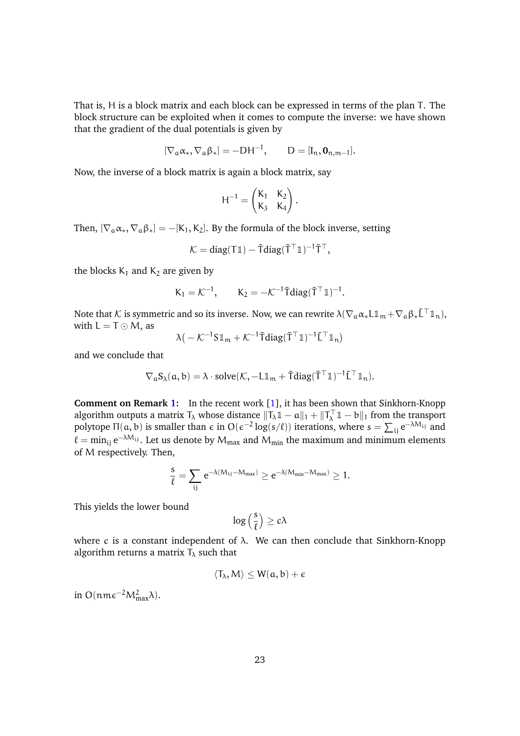That is, H is a block matrix and each block can be expressed in terms of the plan T. The block structure can be exploited when it comes to compute the inverse: we have shown that the gradient of the dual potentials is given by

$$[\nabla_a \alpha_*, \nabla_a \beta_*] = -DH^{-1}, \qquad D = [I_n, \mathbf{0}_{n,m-1}].$$

Now, the inverse of a block matrix is again a block matrix, say

$$H^{-1} = \begin{pmatrix} K_1 & K_2 \\ K_3 & K_4 \end{pmatrix}.$$

Then, $[\nabla_a \alpha_*, \nabla_a \beta_*] = -[K_1, K_2]$. By the formula of the block inverse, setting

$$\mathcal{K} = \text{diag}(T\mathbb{1}) - \bar{T}\text{diag}(\bar{T}^\top \mathbb{1})^{-1}\bar{T}^\top,$$

the blocks $K_1$ and $K_2$ are given by

$$K_1 = \mathcal{K}^{-1}, \qquad K_2 = -\mathcal{K}^{-1}\bar{T}\text{diag}(\bar{T}^\top \mathbb{1})^{-1}.$$

Note that $\mathcal{K}$ is symmetric and so its inverse. Now, we can rewrite $\lambda(\nabla_a \alpha_* L\mathbb{1}_m + \nabla_a \beta_* \bar{L}^\top \mathbb{1}_n)$, with $L = T \odot M$, as

$$\lambda\big(-\mathcal{K}^{-1}S\mathbb{1}_m + \mathcal{K}^{-1}\bar{T}\text{diag}(\bar{T}^\top \mathbb{1})^{-1}\bar{L}^\top \mathbb{1}_n\big)$$

and we conclude that

$$\nabla_a S_\lambda(a, b) = \lambda \cdot \text{solve}(\mathcal{K}, -L\mathbb{1}_m + \bar{T}\text{diag}(\bar{T}^\top \mathbb{1})^{-1}\bar{L}^\top \mathbb{1}_n).$$

**Comment on Remark 1:** In the recent work [1], it has been shown that Sinkhorn-Knopp algorithm outputs a matrix $T_\lambda$ whose distance $\|T_\lambda \mathbb{1} - a\|_1 + \|T_\lambda^\top \mathbb{1} - b\|_1$ from the transport polytope $\Pi(a, b)$ is smaller than $\epsilon$ in $O(\epsilon^{-2}\log(s/\ell))$ iterations, where $s = \sum_{ij} e^{-\lambda M_{ij}}$ and $\ell = \min_{ij} e^{-\lambda M_{ij}}$. Let us denote by $M_{\max}$ and $M_{\min}$ the maximum and minimum elements of M respectively. Then,

$$\frac{s}{\ell} = \sum_{ij} e^{-\lambda(M_{ij} - M_{\max})} \geq e^{-\lambda(M_{\min} - M_{\max})} \geq 1.$$

This yields the lower bound

$$\log\left(\frac{s}{\ell}\right) \geq c\lambda$$

where c is a constant independent of $\lambda$. We can then conclude that Sinkhorn-Knopp algorithm returns a matrix $T_\lambda$ such that

$$\langle T_\lambda, M\rangle \leq W(a, b) + \epsilon$$

in $O(nm\epsilon^{-2}M_{\max}^2\lambda)$.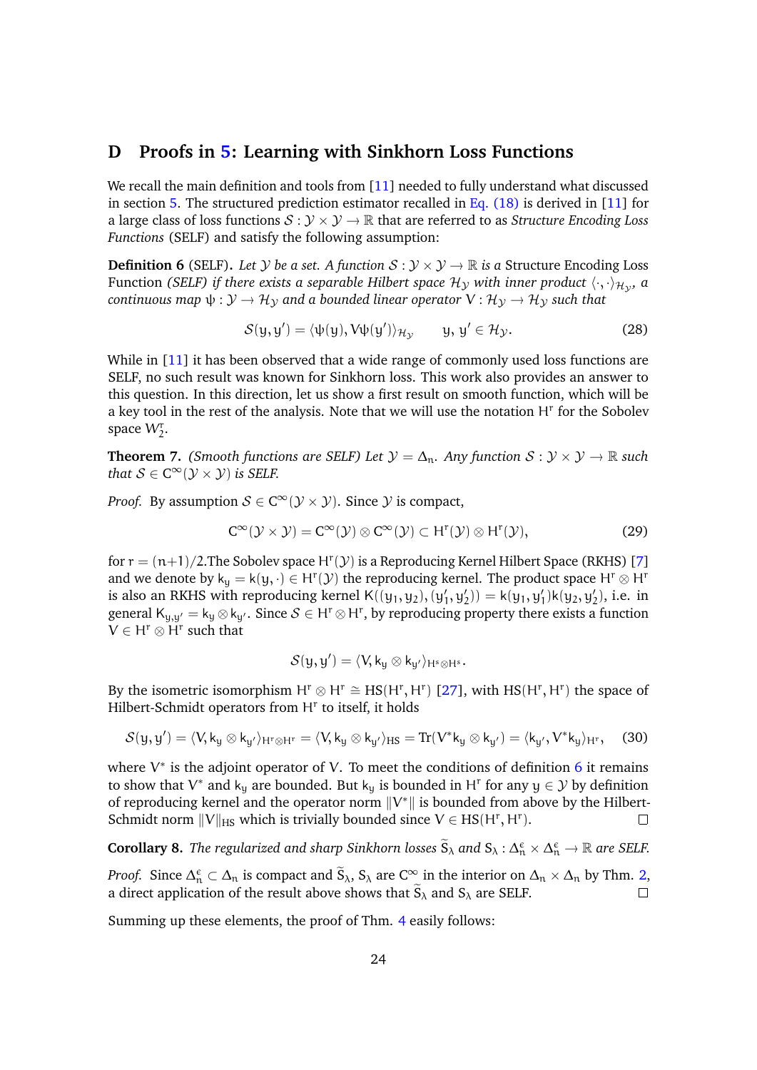# D Proofs in 5: Learning with Sinkhorn Loss Functions

We recall the main definition and tools from [11] needed to fully understand what discussed in section 5. The structured prediction estimator recalled in Eq. (18) is derived in [11] for a large class of loss functions $\mathcal{S} : \mathcal{Y} \times \mathcal{Y} \to \mathbb{R}$ that are referred to as *Structure Encoding Loss Functions* (SELF) and satisfy the following assumption:

**Definition 6** (SELF). *Let $\mathcal{Y}$ be a set. A function $\mathcal{S} : \mathcal{Y} \times \mathcal{Y} \to \mathbb{R}$ is a* Structure Encoding Loss Function *(SELF) if there exists a separable Hilbert space $\mathcal{H}_\mathcal{Y}$ with inner product $\langle \cdot, \cdot \rangle_{\mathcal{H}_\mathcal{Y}}$, a continuous map $\psi : \mathcal{Y} \to \mathcal{H}_\mathcal{Y}$ and a bounded linear operator $V : \mathcal{H}_\mathcal{Y} \to \mathcal{H}_\mathcal{Y}$ such that*

$$\mathcal{S}(y, y') = \langle \psi(y), V\psi(y') \rangle_{\mathcal{H}_\mathcal{Y}} \qquad y, y' \in \mathcal{H}_\mathcal{Y}. \tag{28}$$

While in [11] it has been observed that a wide range of commonly used loss functions are SELF, no such result was known for Sinkhorn loss. This work also provides an answer to this question. In this direction, let us show a first result on smooth function, which will be a key tool in the rest of the analysis. Note that we will use the notation $H^r$ for the Sobolev space $W_2^r$.

**Theorem 7.** *(Smooth functions are SELF) Let $\mathcal{Y} = \Delta_n$. Any function $\mathcal{S} : \mathcal{Y} \times \mathcal{Y} \to \mathbb{R}$ such that $\mathcal{S} \in C^\infty(\mathcal{Y} \times \mathcal{Y})$ is SELF.*

*Proof.* By assumption $\mathcal{S} \in C^\infty(\mathcal{Y} \times \mathcal{Y})$. Since $\mathcal{Y}$ is compact,

$$C^\infty(\mathcal{Y} \times \mathcal{Y}) = C^\infty(\mathcal{Y}) \otimes C^\infty(\mathcal{Y}) \subset H^r(\mathcal{Y}) \otimes H^r(\mathcal{Y}), \tag{29}$$

for $r = (n+1)/2$.The Sobolev space $H^r(\mathcal{Y})$ is a Reproducing Kernel Hilbert Space (RKHS) [7] and we denote by $k_y = k(y, \cdot) \in H^r(\mathcal{Y})$ the reproducing kernel. The product space $H^r \otimes H^r$ is also an RKHS with reproducing kernel $K((y_1, y_2), (y_1', y_2')) = k(y_1, y_1')k(y_2, y_2')$, i.e. in general $K_{y,y'} = k_y \otimes k_{y'}$. Since $\mathcal{S} \in H^r \otimes H^r$, by reproducing property there exists a function $V \in H^r \otimes H^r$ such that

$$\mathcal{S}(y, y') = \langle V, k_y \otimes k_{y'} \rangle_{H^s \otimes H^s}.$$

By the isometric isomorphism $H^r \otimes H^r \cong HS(H^r, H^r)$ [27], with $HS(H^r, H^r)$ the space of Hilbert-Schmidt operators from $H^r$ to itself, it holds

$$\mathcal{S}(y, y') = \langle V, k_y \otimes k_{y'} \rangle_{H^r \otimes H^r} = \langle V, k_y \otimes k_{y'} \rangle_{HS} = \mathrm{Tr}(V^* k_y \otimes k_{y'}) = \langle k_{y'}, V^* k_y \rangle_{H^r}, \tag{30}$$

where $V^*$ is the adjoint operator of $V$. To meet the conditions of definition 6 it remains to show that $V^*$ and $k_y$ are bounded. But $k_y$ is bounded in $H^r$ for any $y \in \mathcal{Y}$ by definition of reproducing kernel and the operator norm $\|V^*\|$ is bounded from above by the Hilbert-Schmidt norm $\|V\|_{HS}$ which is trivially bounded since $V \in HS(H^r, H^r)$. □

**Corollary 8.** *The regularized and sharp Sinkhorn losses $\widetilde{S}_\lambda$ and $S_\lambda : \Delta_n^\epsilon \times \Delta_n^\epsilon \to \mathbb{R}$ are SELF.*

*Proof.* Since $\Delta_n^\epsilon \subset \Delta_n$ is compact and $\widetilde{S}_\lambda$, $S_\lambda$ are $C^\infty$ in the interior on $\Delta_n \times \Delta_n$ by Thm. 2, a direct application of the result above shows that $\widetilde{S}_\lambda$ and $S_\lambda$ are SELF. □

Summing up these elements, the proof of Thm. 4 easily follows: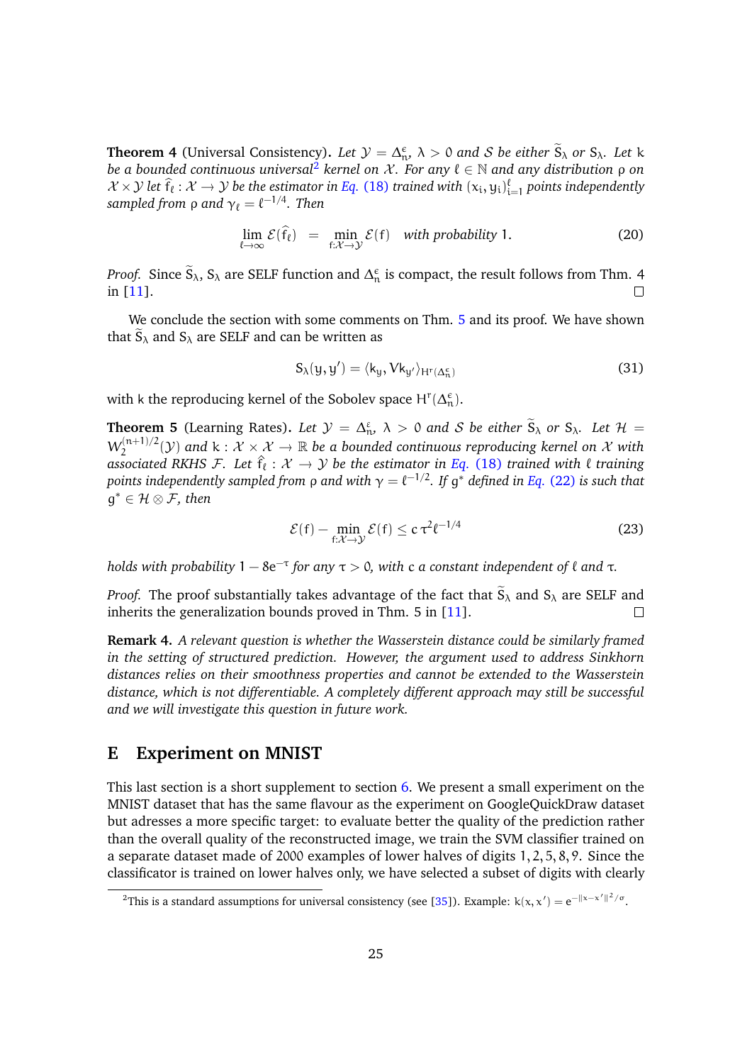**Theorem 4** (Universal Consistency)**.** *Let $\mathcal{Y} = \Delta_n^\epsilon$, $\lambda > 0$ and $\mathcal{S}$ be either $\widetilde{S}_\lambda$ or $S_\lambda$. Let $k$ be a bounded continuous universal*[2] *kernel on $\mathcal{X}$. For any $\ell \in \mathbb{N}$ and any distribution $\rho$ on $\mathcal{X} \times \mathcal{Y}$ let $\widehat{f}_\ell : \mathcal{X} \to \mathcal{Y}$ be the estimator in Eq. (18) trained with $(x_i, y_i)_{i=1}^\ell$ points independently sampled from $\rho$ and $\gamma_\ell = \ell^{-1/4}$. Then*

$$\lim_{\ell \to \infty} \mathcal{E}(\widehat{f}_\ell) \quad = \quad \min_{f:\mathcal{X}\to\mathcal{Y}} \mathcal{E}(f) \quad \textit{with probability } 1. \tag{20}$$

*Proof.* Since $\widetilde{S}_\lambda$, $S_\lambda$ are SELF function and $\Delta_n^\epsilon$ is compact, the result follows from Thm. 4 in [11]. □

We conclude the section with some comments on Thm. 5 and its proof. We have shown that $\widetilde{S}_\lambda$ and $S_\lambda$ are SELF and can be written as

$$S_\lambda(y, y') = \langle k_y, V k_{y'} \rangle_{H^r(\Delta_n^\epsilon)} \tag{31}$$

with $k$ the reproducing kernel of the Sobolev space $H^r(\Delta_n^\epsilon)$.

**Theorem 5** (Learning Rates)**.** *Let $\mathcal{Y} = \Delta_n^\epsilon$, $\lambda > 0$ and $\mathcal{S}$ be either $\widetilde{S}_\lambda$ or $S_\lambda$. Let $\mathcal{H} = W_2^{(n+1)/2}(\mathcal{Y})$ and $k : \mathcal{X} \times \mathcal{X} \to \mathbb{R}$ be a bounded continuous reproducing kernel on $\mathcal{X}$ with associated RKHS $\mathcal{F}$. Let $\hat{f}_\ell : \mathcal{X} \to \mathcal{Y}$ be the estimator in Eq. (18) trained with $\ell$ training points independently sampled from $\rho$ and with $\gamma = \ell^{-1/2}$. If $g^*$ defined in Eq. (22) is such that $g^* \in \mathcal{H} \otimes \mathcal{F}$, then*

$$\mathcal{E}(f) - \min_{f:\mathcal{X}\to\mathcal{Y}} \mathcal{E}(f) \leq c\, \tau^2 \ell^{-1/4} \tag{23}$$

*holds with probability $1 - 8e^{-\tau}$ for any $\tau > 0$, with $c$ a constant independent of $\ell$ and $\tau$.*

*Proof.* The proof substantially takes advantage of the fact that $\widetilde{S}_\lambda$ and $S_\lambda$ are SELF and inherits the generalization bounds proved in Thm. 5 in [11]. □

**Remark 4.** *A relevant question is whether the Wasserstein distance could be similarly framed in the setting of structured prediction. However, the argument used to address Sinkhorn distances relies on their smoothness properties and cannot be extended to the Wasserstein distance, which is not differentiable. A completely different approach may still be successful and we will investigate this question in future work.*

# E Experiment on MNIST

This last section is a short supplement to section 6. We present a small experiment on the MNIST dataset that has the same flavour as the experiment on GoogleQuickDraw dataset but adresses a more specific target: to evaluate better the quality of the prediction rather than the overall quality of the reconstructed image, we train the SVM classifier trained on a separate dataset made of 2000 examples of lower halves of digits 1, 2, 5, 8, 9. Since the classificator is trained on lower halves only, we have selected a subset of digits with clearly

[2] This is a standard assumptions for universal consistency (see [35]). Example: $k(x, x') = e^{-\|x-x'\|^2/\sigma}$.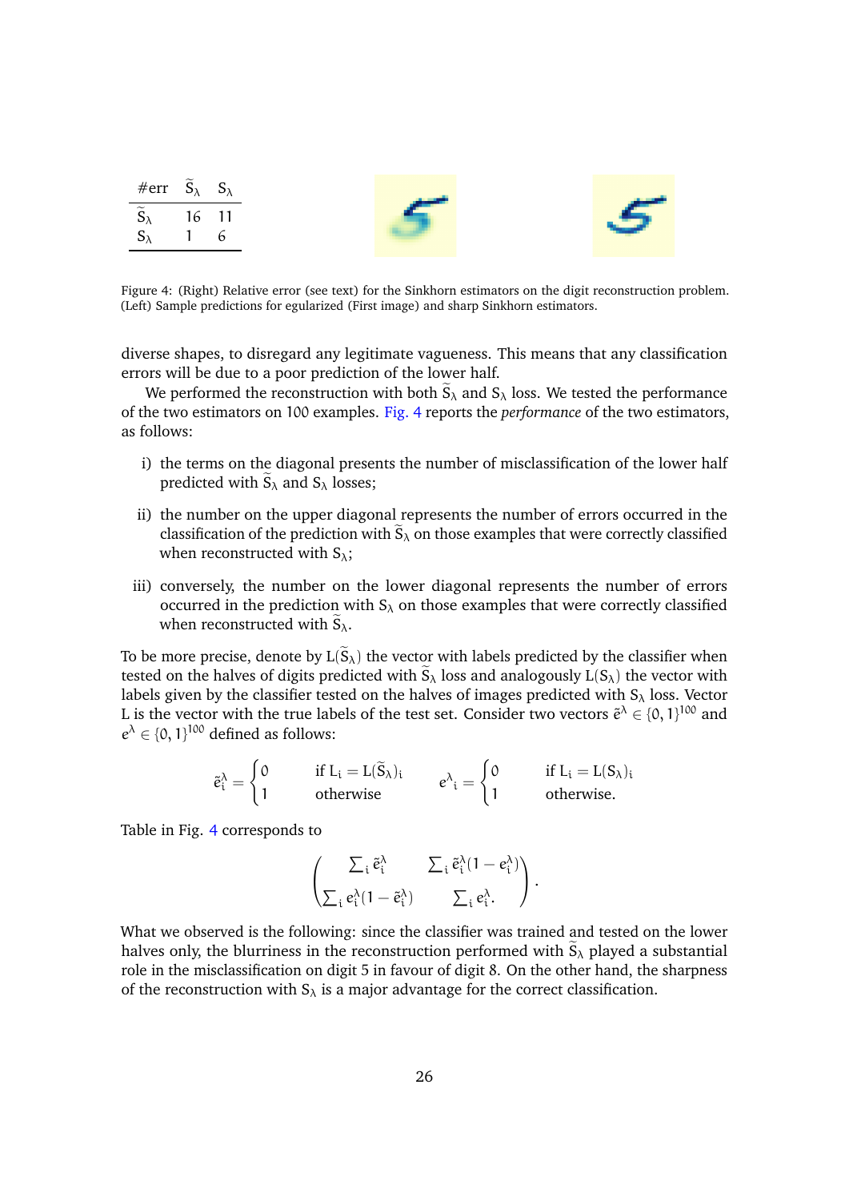| #err | $\widetilde{S}_\lambda$ | $S_\lambda$ |
|---|---|---|
| $\widetilde{S}_\lambda$ | 16 | 11 |
| $S_\lambda$ | 1 | 6 |

Figure 4: (Right) Relative error (see text) for the Sinkhorn estimators on the digit reconstruction problem. (Left) Sample predictions for egularized (First image) and sharp Sinkhorn estimators.

diverse shapes, to disregard any legitimate vagueness. This means that any classification errors will be due to a poor prediction of the lower half.

We performed the reconstruction with both $\widetilde{S}_\lambda$ and $S_\lambda$ loss. We tested the performance of the two estimators on 100 examples. Fig. 4 reports the *performance* of the two estimators, as follows:

i) the terms on the diagonal presents the number of misclassification of the lower half predicted with $\widetilde{S}_\lambda$ and $S_\lambda$ losses;

ii) the number on the upper diagonal represents the number of errors occurred in the classification of the prediction with $\widetilde{S}_\lambda$ on those examples that were correctly classified when reconstructed with $S_\lambda$;

iii) conversely, the number on the lower diagonal represents the number of errors occurred in the prediction with $S_\lambda$ on those examples that were correctly classified when reconstructed with $\widetilde{S}_\lambda$.

To be more precise, denote by $L(\widetilde{S}_\lambda)$ the vector with labels predicted by the classifier when tested on the halves of digits predicted with $\widetilde{S}_\lambda$ loss and analogously $L(S_\lambda)$ the vector with labels given by the classifier tested on the halves of images predicted with $S_\lambda$ loss. Vector $L$ is the vector with the true labels of the test set. Consider two vectors $\tilde{e}^\lambda \in \{0,1\}^{100}$ and $e^\lambda \in \{0,1\}^{100}$ defined as follows:

$$
\tilde{e}_i^\lambda = \begin{cases} 0 & \text{if } L_i = L(\widetilde{S}_\lambda)_i \\ 1 & \text{otherwise} \end{cases} \qquad e^\lambda{}_i = \begin{cases} 0 & \text{if } L_i = L(S_\lambda)_i \\ 1 & \text{otherwise.} \end{cases}
$$

Table in Fig. 4 corresponds to

$$
\begin{pmatrix} \sum_i \tilde{e}_i^\lambda & \sum_i \tilde{e}_i^\lambda (1 - e_i^\lambda) \\ \sum_i e_i^\lambda (1 - \tilde{e}_i^\lambda) & \sum_i e_i^\lambda. \end{pmatrix}.
$$

What we observed is the following: since the classifier was trained and tested on the lower halves only, the blurriness in the reconstruction performed with $\widetilde{S}_\lambda$ played a substantial role in the misclassification on digit 5 in favour of digit 8. On the other hand, the sharpness of the reconstruction with $S_\lambda$ is a major advantage for the correct classification.